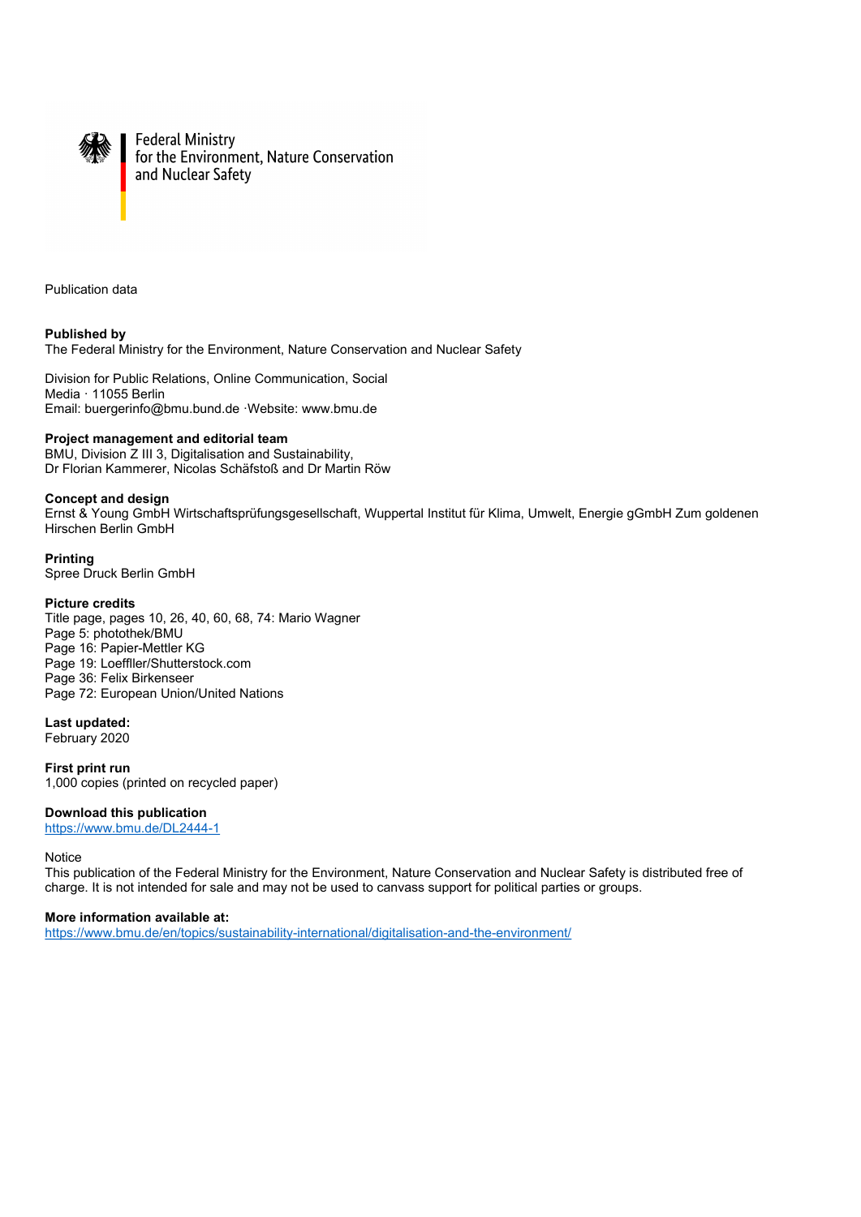Federal Ministry
for the Environment, Nature Conservation
and Nuclear Safety

Publication data

**Published by**
The Federal Ministry for the Environment, Nature Conservation and Nuclear Safety

Division for Public Relations, Online Communication, Social Media · 11055 Berlin
Email: buergerinfo@bmu.bund.de ·Website: www.bmu.de

**Project management and editorial team**
BMU, Division Z III 3, Digitalisation and Sustainability,
Dr Florian Kammerer, Nicolas Schäfstoß and Dr Martin Röw

**Concept and design**
Ernst & Young GmbH Wirtschaftsprüfungsgesellschaft, Wuppertal Institut für Klima, Umwelt, Energie gGmbH Zum goldenen Hirschen Berlin GmbH

**Printing**
Spree Druck Berlin GmbH

**Picture credits**
Title page, pages 10, 26, 40, 60, 68, 74: Mario Wagner
Page 5: photothek/BMU
Page 16: Papier-Mettler KG
Page 19: Loeffller/Shutterstock.com
Page 36: Felix Birkenseer
Page 72: European Union/United Nations

**Last updated:**
February 2020

**First print run**
1,000 copies (printed on recycled paper)

**Download this publication**
https://www.bmu.de/DL2444-1

Notice
This publication of the Federal Ministry for the Environment, Nature Conservation and Nuclear Safety is distributed free of charge. It is not intended for sale and may not be used to canvass support for political parties or groups.

**More information available at:**
https://www.bmu.de/en/topics/sustainability-international/digitalisation-and-the-environment/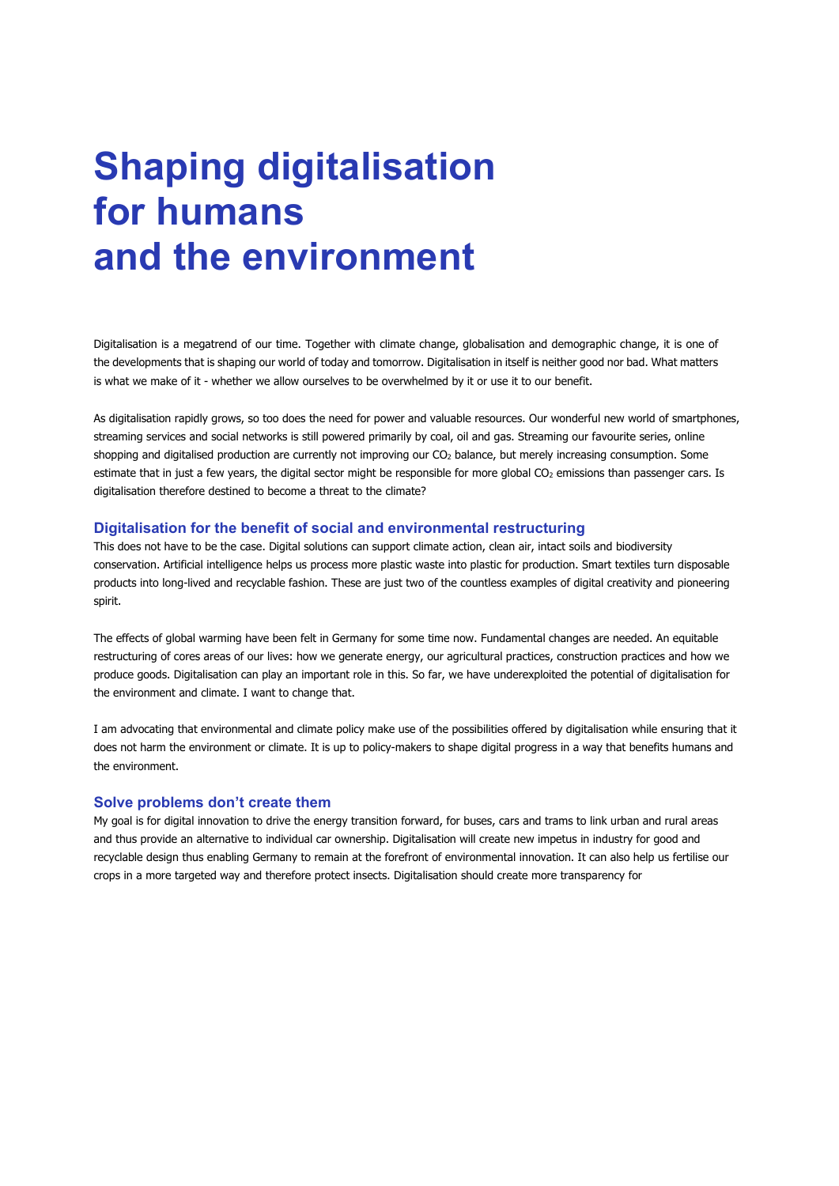# Shaping digitalisation for humans and the environment

Digitalisation is a megatrend of our time. Together with climate change, globalisation and demographic change, it is one of the developments that is shaping our world of today and tomorrow. Digitalisation in itself is neither good nor bad. What matters is what we make of it - whether we allow ourselves to be overwhelmed by it or use it to our benefit.

As digitalisation rapidly grows, so too does the need for power and valuable resources. Our wonderful new world of smartphones, streaming services and social networks is still powered primarily by coal, oil and gas. Streaming our favourite series, online shopping and digitalised production are currently not improving our $CO_2$ balance, but merely increasing consumption. Some estimate that in just a few years, the digital sector might be responsible for more global $CO_2$ emissions than passenger cars. Is digitalisation therefore destined to become a threat to the climate?

## Digitalisation for the benefit of social and environmental restructuring

This does not have to be the case. Digital solutions can support climate action, clean air, intact soils and biodiversity conservation. Artificial intelligence helps us process more plastic waste into plastic for production. Smart textiles turn disposable products into long-lived and recyclable fashion. These are just two of the countless examples of digital creativity and pioneering spirit.

The effects of global warming have been felt in Germany for some time now. Fundamental changes are needed. An equitable restructuring of cores areas of our lives: how we generate energy, our agricultural practices, construction practices and how we produce goods. Digitalisation can play an important role in this. So far, we have underexploited the potential of digitalisation for the environment and climate. I want to change that.

I am advocating that environmental and climate policy make use of the possibilities offered by digitalisation while ensuring that it does not harm the environment or climate. It is up to policy-makers to shape digital progress in a way that benefits humans and the environment.

## Solve problems don't create them

My goal is for digital innovation to drive the energy transition forward, for buses, cars and trams to link urban and rural areas and thus provide an alternative to individual car ownership. Digitalisation will create new impetus in industry for good and recyclable design thus enabling Germany to remain at the forefront of environmental innovation. It can also help us fertilise our crops in a more targeted way and therefore protect insects. Digitalisation should create more transparency for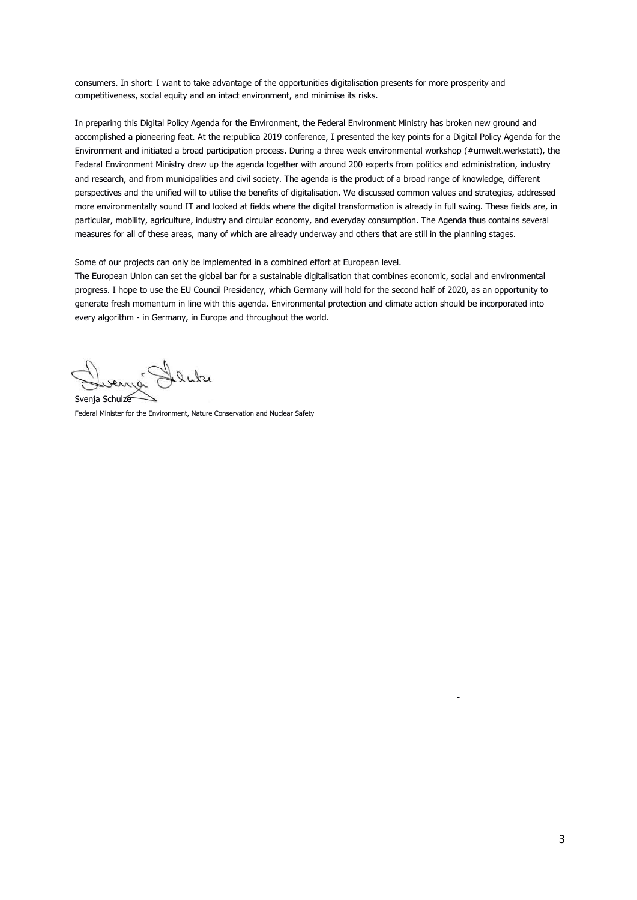consumers. In short: I want to take advantage of the opportunities digitalisation presents for more prosperity and competitiveness, social equity and an intact environment, and minimise its risks.

In preparing this Digital Policy Agenda for the Environment, the Federal Environment Ministry has broken new ground and accomplished a pioneering feat. At the re:publica 2019 conference, I presented the key points for a Digital Policy Agenda for the Environment and initiated a broad participation process. During a three week environmental workshop (#umwelt.werkstatt), the Federal Environment Ministry drew up the agenda together with around 200 experts from politics and administration, industry and research, and from municipalities and civil society. The agenda is the product of a broad range of knowledge, different perspectives and the unified will to utilise the benefits of digitalisation. We discussed common values and strategies, addressed more environmentally sound IT and looked at fields where the digital transformation is already in full swing. These fields are, in particular, mobility, agriculture, industry and circular economy, and everyday consumption. The Agenda thus contains several measures for all of these areas, many of which are already underway and others that are still in the planning stages.

Some of our projects can only be implemented in a combined effort at European level.
The European Union can set the global bar for a sustainable digitalisation that combines economic, social and environmental progress. I hope to use the EU Council Presidency, which Germany will hold for the second half of 2020, as an opportunity to generate fresh momentum in line with this agenda. Environmental protection and climate action should be incorporated into every algorithm - in Germany, in Europe and throughout the world.

Svenja Schulze

Federal Minister for the Environment, Nature Conservation and Nuclear Safety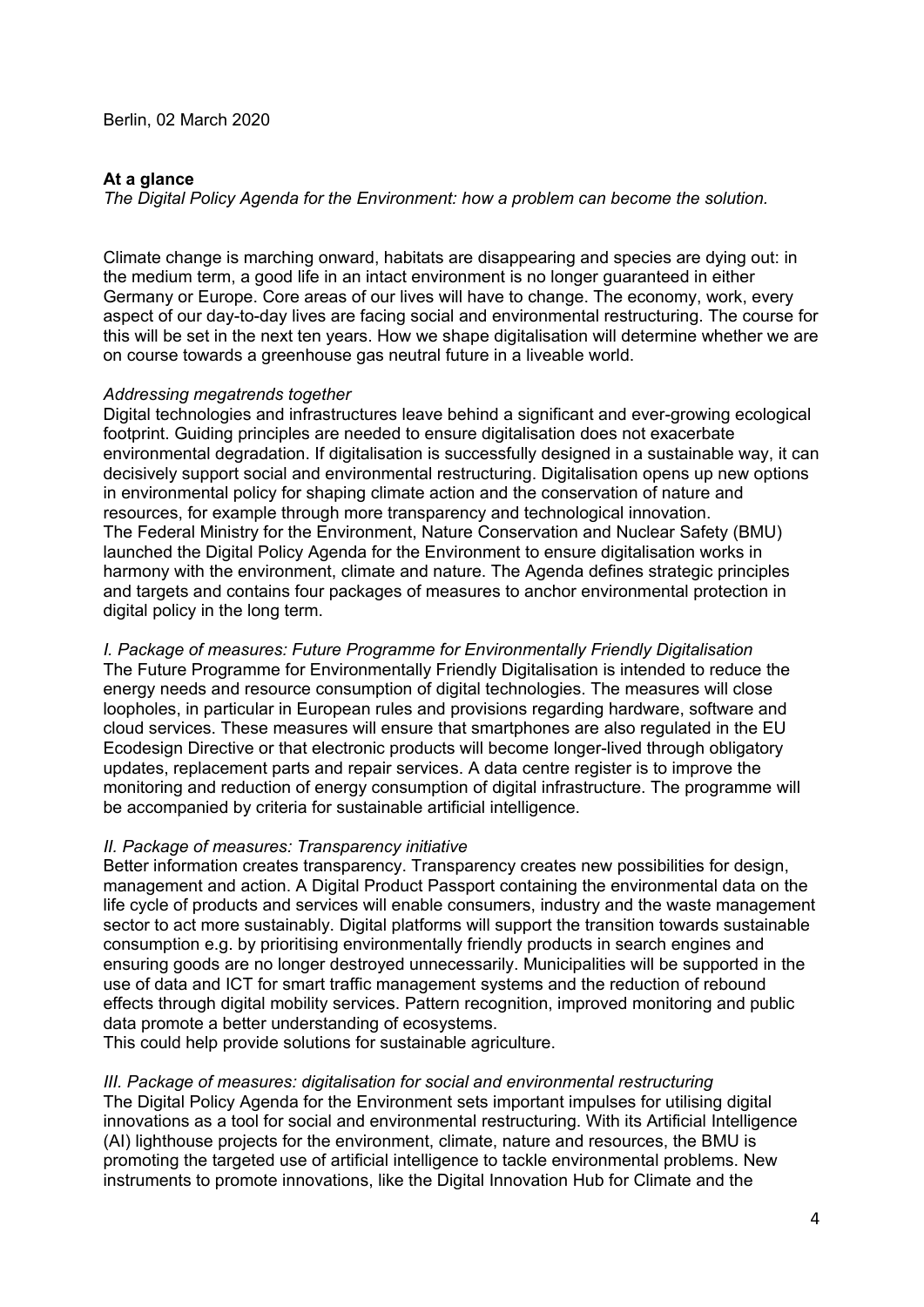Berlin, 02 March 2020

**At a glance**

*The Digital Policy Agenda for the Environment: how a problem can become the solution.*

Climate change is marching onward, habitats are disappearing and species are dying out: in the medium term, a good life in an intact environment is no longer guaranteed in either Germany or Europe. Core areas of our lives will have to change. The economy, work, every aspect of our day-to-day lives are facing social and environmental restructuring. The course for this will be set in the next ten years. How we shape digitalisation will determine whether we are on course towards a greenhouse gas neutral future in a liveable world.

*Addressing megatrends together*

Digital technologies and infrastructures leave behind a significant and ever-growing ecological footprint. Guiding principles are needed to ensure digitalisation does not exacerbate environmental degradation. If digitalisation is successfully designed in a sustainable way, it can decisively support social and environmental restructuring. Digitalisation opens up new options in environmental policy for shaping climate action and the conservation of nature and resources, for example through more transparency and technological innovation.
The Federal Ministry for the Environment, Nature Conservation and Nuclear Safety (BMU) launched the Digital Policy Agenda for the Environment to ensure digitalisation works in harmony with the environment, climate and nature. The Agenda defines strategic principles and targets and contains four packages of measures to anchor environmental protection in digital policy in the long term.

*I. Package of measures: Future Programme for Environmentally Friendly Digitalisation*

The Future Programme for Environmentally Friendly Digitalisation is intended to reduce the energy needs and resource consumption of digital technologies. The measures will close loopholes, in particular in European rules and provisions regarding hardware, software and cloud services. These measures will ensure that smartphones are also regulated in the EU Ecodesign Directive or that electronic products will become longer-lived through obligatory updates, replacement parts and repair services. A data centre register is to improve the monitoring and reduction of energy consumption of digital infrastructure. The programme will be accompanied by criteria for sustainable artificial intelligence.

*II. Package of measures: Transparency initiative*

Better information creates transparency. Transparency creates new possibilities for design, management and action. A Digital Product Passport containing the environmental data on the life cycle of products and services will enable consumers, industry and the waste management sector to act more sustainably. Digital platforms will support the transition towards sustainable consumption e.g. by prioritising environmentally friendly products in search engines and ensuring goods are no longer destroyed unnecessarily. Municipalities will be supported in the use of data and ICT for smart traffic management systems and the reduction of rebound effects through digital mobility services. Pattern recognition, improved monitoring and public data promote a better understanding of ecosystems.
This could help provide solutions for sustainable agriculture.

*III. Package of measures: digitalisation for social and environmental restructuring*

The Digital Policy Agenda for the Environment sets important impulses for utilising digital innovations as a tool for social and environmental restructuring. With its Artificial Intelligence (AI) lighthouse projects for the environment, climate, nature and resources, the BMU is promoting the targeted use of artificial intelligence to tackle environmental problems. New instruments to promote innovations, like the Digital Innovation Hub for Climate and the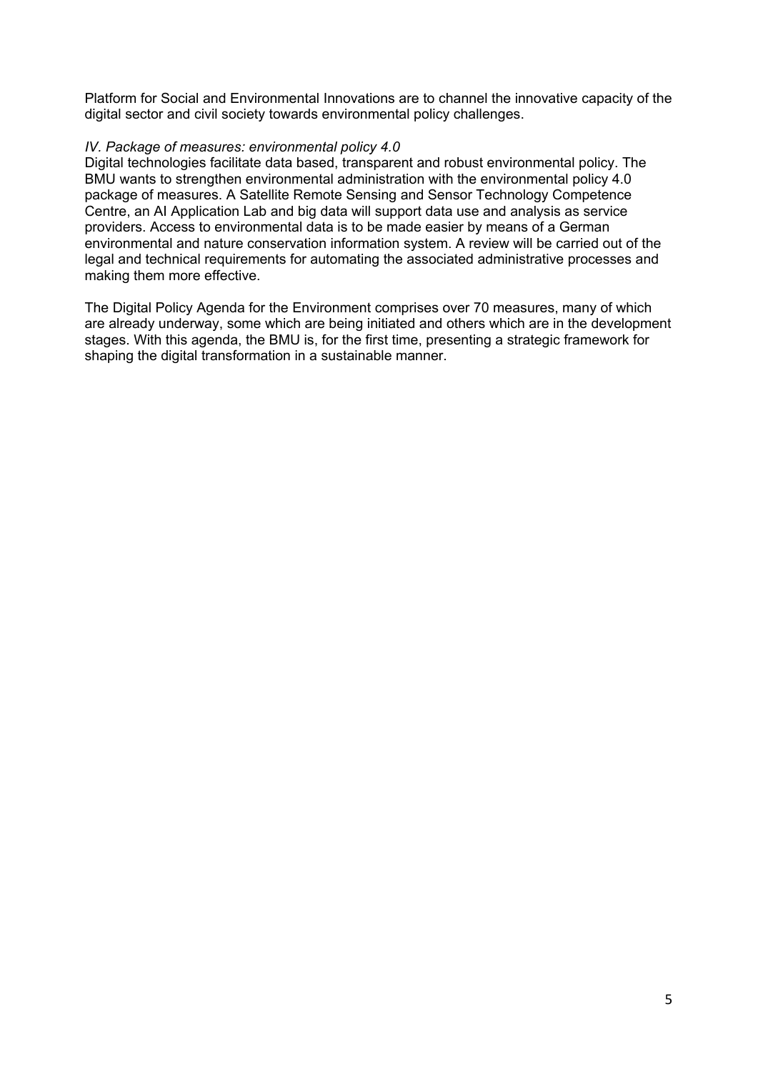Platform for Social and Environmental Innovations are to channel the innovative capacity of the digital sector and civil society towards environmental policy challenges.

*IV. Package of measures: environmental policy 4.0*

Digital technologies facilitate data based, transparent and robust environmental policy. The BMU wants to strengthen environmental administration with the environmental policy 4.0 package of measures. A Satellite Remote Sensing and Sensor Technology Competence Centre, an AI Application Lab and big data will support data use and analysis as service providers. Access to environmental data is to be made easier by means of a German environmental and nature conservation information system. A review will be carried out of the legal and technical requirements for automating the associated administrative processes and making them more effective.

The Digital Policy Agenda for the Environment comprises over 70 measures, many of which are already underway, some which are being initiated and others which are in the development stages. With this agenda, the BMU is, for the first time, presenting a strategic framework for shaping the digital transformation in a sustainable manner.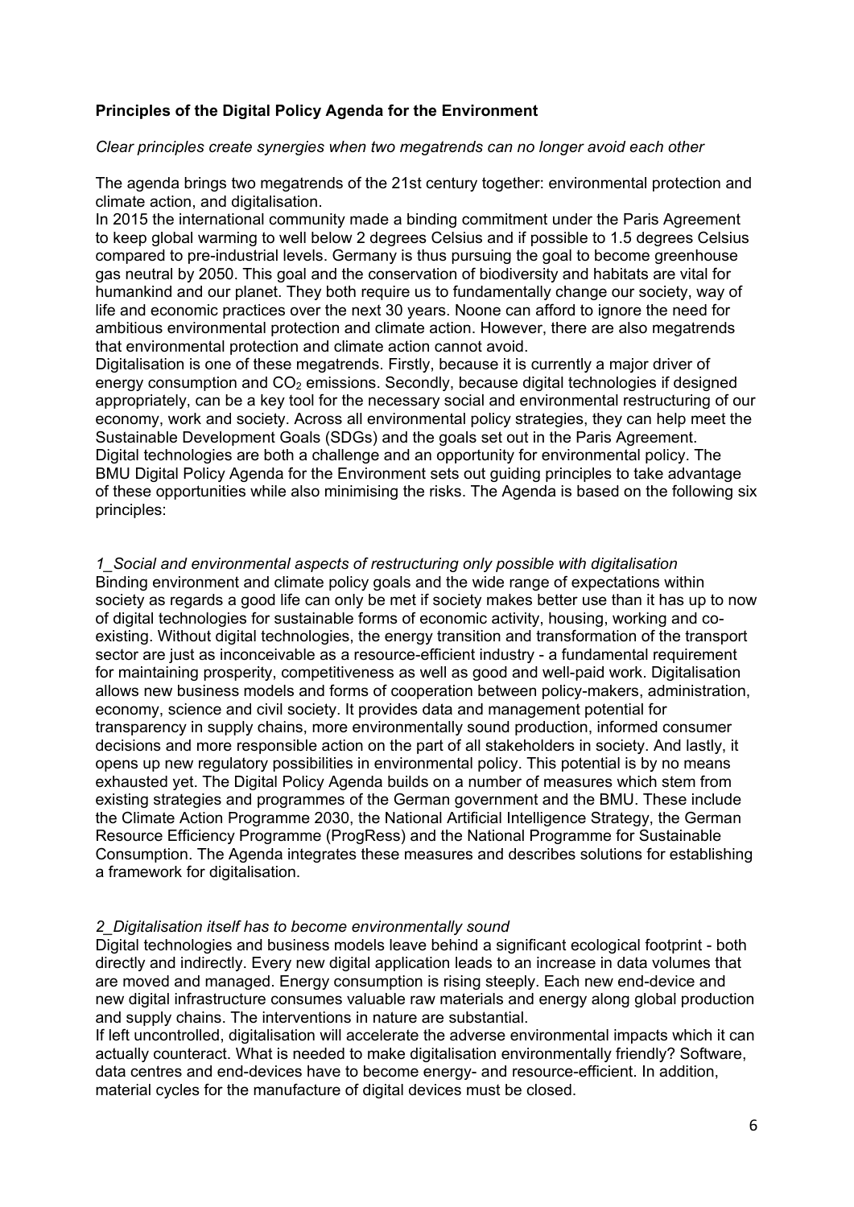**Principles of the Digital Policy Agenda for the Environment**

*Clear principles create synergies when two megatrends can no longer avoid each other*

The agenda brings two megatrends of the 21st century together: environmental protection and climate action, and digitalisation.

In 2015 the international community made a binding commitment under the Paris Agreement to keep global warming to well below 2 degrees Celsius and if possible to 1.5 degrees Celsius compared to pre-industrial levels. Germany is thus pursuing the goal to become greenhouse gas neutral by 2050. This goal and the conservation of biodiversity and habitats are vital for humankind and our planet. They both require us to fundamentally change our society, way of life and economic practices over the next 30 years. Noone can afford to ignore the need for ambitious environmental protection and climate action. However, there are also megatrends that environmental protection and climate action cannot avoid.

Digitalisation is one of these megatrends. Firstly, because it is currently a major driver of energy consumption and $CO_2$ emissions. Secondly, because digital technologies if designed appropriately, can be a key tool for the necessary social and environmental restructuring of our economy, work and society. Across all environmental policy strategies, they can help meet the Sustainable Development Goals (SDGs) and the goals set out in the Paris Agreement.

Digital technologies are both a challenge and an opportunity for environmental policy. The BMU Digital Policy Agenda for the Environment sets out guiding principles to take advantage of these opportunities while also minimising the risks. The Agenda is based on the following six principles:

*1_Social and environmental aspects of restructuring only possible with digitalisation*

Binding environment and climate policy goals and the wide range of expectations within society as regards a good life can only be met if society makes better use than it has up to now of digital technologies for sustainable forms of economic activity, housing, working and co-existing. Without digital technologies, the energy transition and transformation of the transport sector are just as inconceivable as a resource-efficient industry - a fundamental requirement for maintaining prosperity, competitiveness as well as good and well-paid work. Digitalisation allows new business models and forms of cooperation between policy-makers, administration, economy, science and civil society. It provides data and management potential for transparency in supply chains, more environmentally sound production, informed consumer decisions and more responsible action on the part of all stakeholders in society. And lastly, it opens up new regulatory possibilities in environmental policy. This potential is by no means exhausted yet. The Digital Policy Agenda builds on a number of measures which stem from existing strategies and programmes of the German government and the BMU. These include the Climate Action Programme 2030, the National Artificial Intelligence Strategy, the German Resource Efficiency Programme (ProgRess) and the National Programme for Sustainable Consumption. The Agenda integrates these measures and describes solutions for establishing a framework for digitalisation.

*2_Digitalisation itself has to become environmentally sound*

Digital technologies and business models leave behind a significant ecological footprint - both directly and indirectly. Every new digital application leads to an increase in data volumes that are moved and managed. Energy consumption is rising steeply. Each new end-device and new digital infrastructure consumes valuable raw materials and energy along global production and supply chains. The interventions in nature are substantial.

If left uncontrolled, digitalisation will accelerate the adverse environmental impacts which it can actually counteract. What is needed to make digitalisation environmentally friendly? Software, data centres and end-devices have to become energy- and resource-efficient. In addition, material cycles for the manufacture of digital devices must be closed.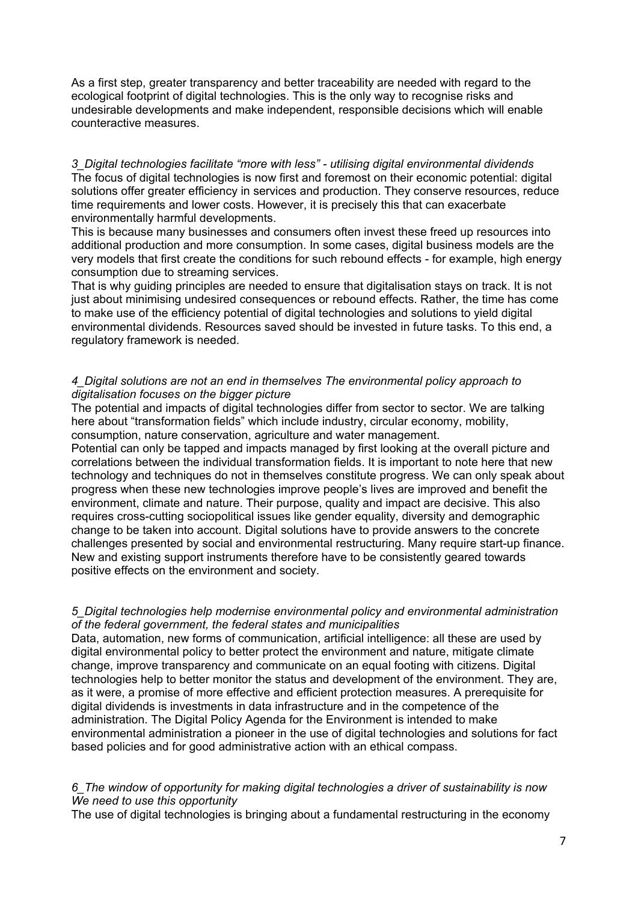As a first step, greater transparency and better traceability are needed with regard to the ecological footprint of digital technologies. This is the only way to recognise risks and undesirable developments and make independent, responsible decisions which will enable counteractive measures.

*3_Digital technologies facilitate "more with less" - utilising digital environmental dividends*

The focus of digital technologies is now first and foremost on their economic potential: digital solutions offer greater efficiency in services and production. They conserve resources, reduce time requirements and lower costs. However, it is precisely this that can exacerbate environmentally harmful developments.

This is because many businesses and consumers often invest these freed up resources into additional production and more consumption. In some cases, digital business models are the very models that first create the conditions for such rebound effects - for example, high energy consumption due to streaming services.

That is why guiding principles are needed to ensure that digitalisation stays on track. It is not just about minimising undesired consequences or rebound effects. Rather, the time has come to make use of the efficiency potential of digital technologies and solutions to yield digital environmental dividends. Resources saved should be invested in future tasks. To this end, a regulatory framework is needed.

*4_Digital solutions are not an end in themselves The environmental policy approach to digitalisation focuses on the bigger picture*

The potential and impacts of digital technologies differ from sector to sector. We are talking here about "transformation fields" which include industry, circular economy, mobility, consumption, nature conservation, agriculture and water management.

Potential can only be tapped and impacts managed by first looking at the overall picture and correlations between the individual transformation fields. It is important to note here that new technology and techniques do not in themselves constitute progress. We can only speak about progress when these new technologies improve people's lives are improved and benefit the environment, climate and nature. Their purpose, quality and impact are decisive. This also requires cross-cutting sociopolitical issues like gender equality, diversity and demographic change to be taken into account. Digital solutions have to provide answers to the concrete challenges presented by social and environmental restructuring. Many require start-up finance. New and existing support instruments therefore have to be consistently geared towards positive effects on the environment and society.

*5_Digital technologies help modernise environmental policy and environmental administration of the federal government, the federal states and municipalities*

Data, automation, new forms of communication, artificial intelligence: all these are used by digital environmental policy to better protect the environment and nature, mitigate climate change, improve transparency and communicate on an equal footing with citizens. Digital technologies help to better monitor the status and development of the environment. They are, as it were, a promise of more effective and efficient protection measures. A prerequisite for digital dividends is investments in data infrastructure and in the competence of the administration. The Digital Policy Agenda for the Environment is intended to make environmental administration a pioneer in the use of digital technologies and solutions for fact based policies and for good administrative action with an ethical compass.

*6_The window of opportunity for making digital technologies a driver of sustainability is now We need to use this opportunity*

The use of digital technologies is bringing about a fundamental restructuring in the economy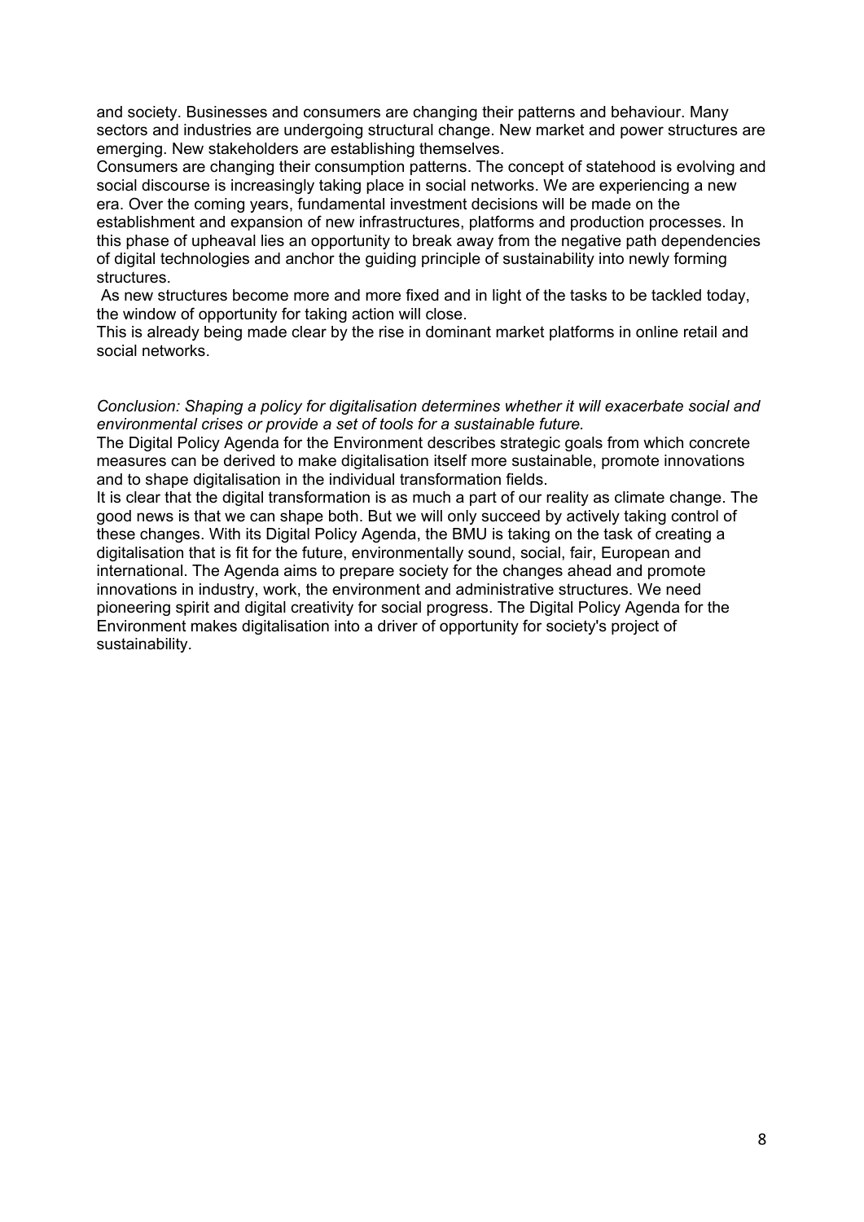and society. Businesses and consumers are changing their patterns and behaviour. Many sectors and industries are undergoing structural change. New market and power structures are emerging. New stakeholders are establishing themselves.

Consumers are changing their consumption patterns. The concept of statehood is evolving and social discourse is increasingly taking place in social networks. We are experiencing a new era. Over the coming years, fundamental investment decisions will be made on the establishment and expansion of new infrastructures, platforms and production processes. In this phase of upheaval lies an opportunity to break away from the negative path dependencies of digital technologies and anchor the guiding principle of sustainability into newly forming structures.

As new structures become more and more fixed and in light of the tasks to be tackled today, the window of opportunity for taking action will close.

This is already being made clear by the rise in dominant market platforms in online retail and social networks.

*Conclusion: Shaping a policy for digitalisation determines whether it will exacerbate social and environmental crises or provide a set of tools for a sustainable future.*

The Digital Policy Agenda for the Environment describes strategic goals from which concrete measures can be derived to make digitalisation itself more sustainable, promote innovations and to shape digitalisation in the individual transformation fields.

It is clear that the digital transformation is as much a part of our reality as climate change. The good news is that we can shape both. But we will only succeed by actively taking control of these changes. With its Digital Policy Agenda, the BMU is taking on the task of creating a digitalisation that is fit for the future, environmentally sound, social, fair, European and international. The Agenda aims to prepare society for the changes ahead and promote innovations in industry, work, the environment and administrative structures. We need pioneering spirit and digital creativity for social progress. The Digital Policy Agenda for the Environment makes digitalisation into a driver of opportunity for society's project of sustainability.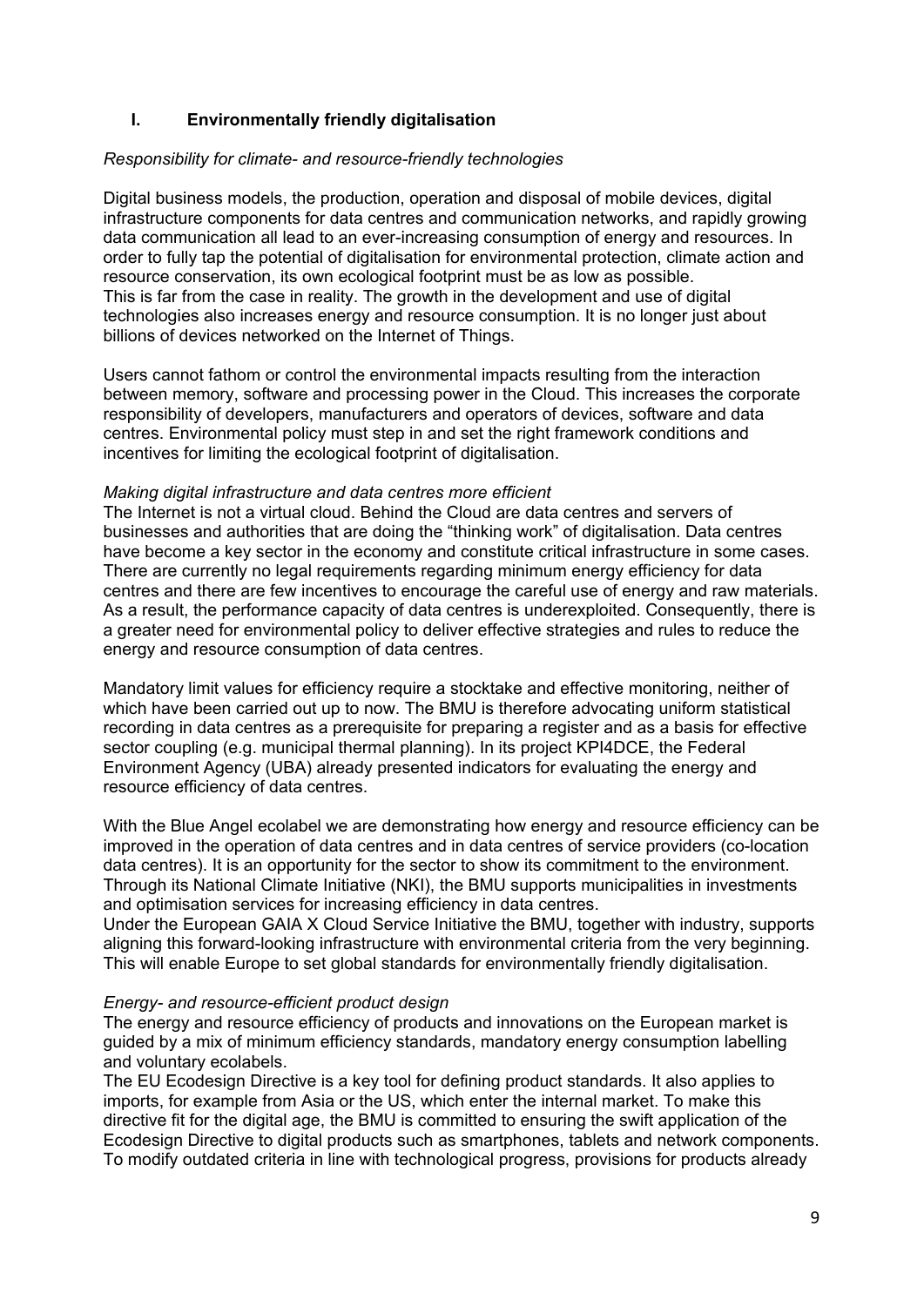## I. Environmentally friendly digitalisation

*Responsibility for climate- and resource-friendly technologies*

Digital business models, the production, operation and disposal of mobile devices, digital infrastructure components for data centres and communication networks, and rapidly growing data communication all lead to an ever-increasing consumption of energy and resources. In order to fully tap the potential of digitalisation for environmental protection, climate action and resource conservation, its own ecological footprint must be as low as possible.
This is far from the case in reality. The growth in the development and use of digital technologies also increases energy and resource consumption. It is no longer just about billions of devices networked on the Internet of Things.

Users cannot fathom or control the environmental impacts resulting from the interaction between memory, software and processing power in the Cloud. This increases the corporate responsibility of developers, manufacturers and operators of devices, software and data centres. Environmental policy must step in and set the right framework conditions and incentives for limiting the ecological footprint of digitalisation.

*Making digital infrastructure and data centres more efficient*
The Internet is not a virtual cloud. Behind the Cloud are data centres and servers of businesses and authorities that are doing the "thinking work" of digitalisation. Data centres have become a key sector in the economy and constitute critical infrastructure in some cases. There are currently no legal requirements regarding minimum energy efficiency for data centres and there are few incentives to encourage the careful use of energy and raw materials. As a result, the performance capacity of data centres is underexploited. Consequently, there is a greater need for environmental policy to deliver effective strategies and rules to reduce the energy and resource consumption of data centres.

Mandatory limit values for efficiency require a stocktake and effective monitoring, neither of which have been carried out up to now. The BMU is therefore advocating uniform statistical recording in data centres as a prerequisite for preparing a register and as a basis for effective sector coupling (e.g. municipal thermal planning). In its project KPI4DCE, the Federal Environment Agency (UBA) already presented indicators for evaluating the energy and resource efficiency of data centres.

With the Blue Angel ecolabel we are demonstrating how energy and resource efficiency can be improved in the operation of data centres and in data centres of service providers (co-location data centres). It is an opportunity for the sector to show its commitment to the environment. Through its National Climate Initiative (NKI), the BMU supports municipalities in investments and optimisation services for increasing efficiency in data centres.
Under the European GAIA X Cloud Service Initiative the BMU, together with industry, supports aligning this forward-looking infrastructure with environmental criteria from the very beginning. This will enable Europe to set global standards for environmentally friendly digitalisation.

*Energy- and resource-efficient product design*
The energy and resource efficiency of products and innovations on the European market is guided by a mix of minimum efficiency standards, mandatory energy consumption labelling and voluntary ecolabels.
The EU Ecodesign Directive is a key tool for defining product standards. It also applies to imports, for example from Asia or the US, which enter the internal market. To make this directive fit for the digital age, the BMU is committed to ensuring the swift application of the Ecodesign Directive to digital products such as smartphones, tablets and network components. To modify outdated criteria in line with technological progress, provisions for products already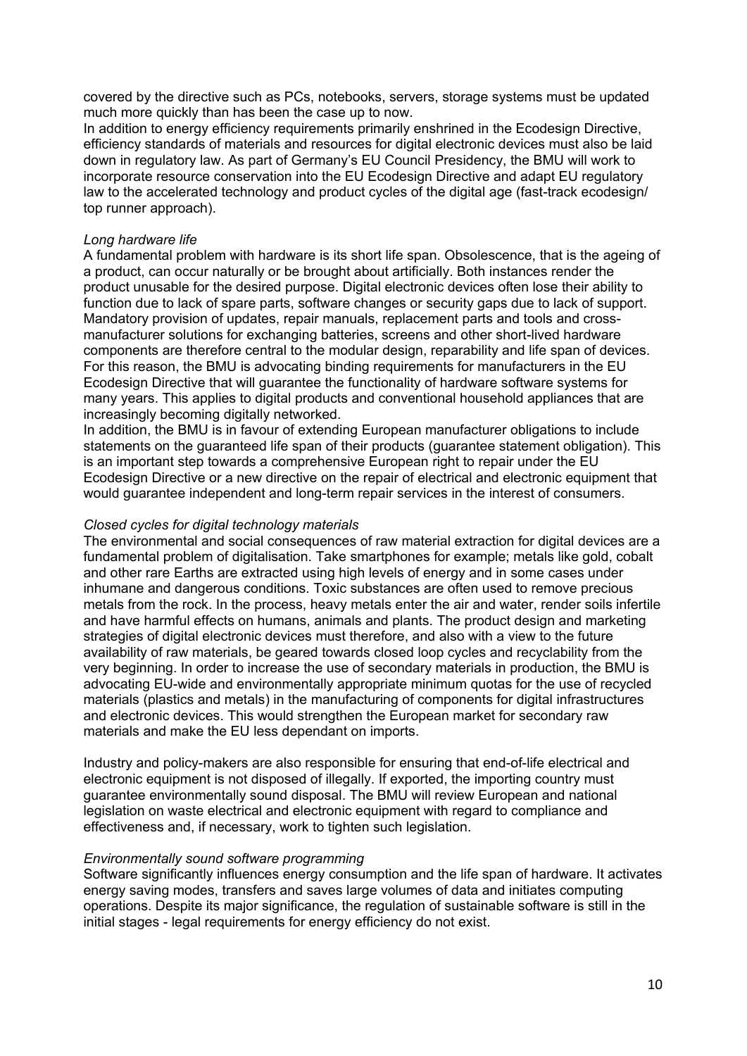covered by the directive such as PCs, notebooks, servers, storage systems must be updated much more quickly than has been the case up to now.

In addition to energy efficiency requirements primarily enshrined in the Ecodesign Directive, efficiency standards of materials and resources for digital electronic devices must also be laid down in regulatory law. As part of Germany's EU Council Presidency, the BMU will work to incorporate resource conservation into the EU Ecodesign Directive and adapt EU regulatory law to the accelerated technology and product cycles of the digital age (fast-track ecodesign/ top runner approach).

*Long hardware life*

A fundamental problem with hardware is its short life span. Obsolescence, that is the ageing of a product, can occur naturally or be brought about artificially. Both instances render the product unusable for the desired purpose. Digital electronic devices often lose their ability to function due to lack of spare parts, software changes or security gaps due to lack of support. Mandatory provision of updates, repair manuals, replacement parts and tools and cross-manufacturer solutions for exchanging batteries, screens and other short-lived hardware components are therefore central to the modular design, reparability and life span of devices. For this reason, the BMU is advocating binding requirements for manufacturers in the EU Ecodesign Directive that will guarantee the functionality of hardware software systems for many years. This applies to digital products and conventional household appliances that are increasingly becoming digitally networked.

In addition, the BMU is in favour of extending European manufacturer obligations to include statements on the guaranteed life span of their products (guarantee statement obligation). This is an important step towards a comprehensive European right to repair under the EU Ecodesign Directive or a new directive on the repair of electrical and electronic equipment that would guarantee independent and long-term repair services in the interest of consumers.

*Closed cycles for digital technology materials*

The environmental and social consequences of raw material extraction for digital devices are a fundamental problem of digitalisation. Take smartphones for example; metals like gold, cobalt and other rare Earths are extracted using high levels of energy and in some cases under inhumane and dangerous conditions. Toxic substances are often used to remove precious metals from the rock. In the process, heavy metals enter the air and water, render soils infertile and have harmful effects on humans, animals and plants. The product design and marketing strategies of digital electronic devices must therefore, and also with a view to the future availability of raw materials, be geared towards closed loop cycles and recyclability from the very beginning. In order to increase the use of secondary materials in production, the BMU is advocating EU-wide and environmentally appropriate minimum quotas for the use of recycled materials (plastics and metals) in the manufacturing of components for digital infrastructures and electronic devices. This would strengthen the European market for secondary raw materials and make the EU less dependant on imports.

Industry and policy-makers are also responsible for ensuring that end-of-life electrical and electronic equipment is not disposed of illegally. If exported, the importing country must guarantee environmentally sound disposal. The BMU will review European and national legislation on waste electrical and electronic equipment with regard to compliance and effectiveness and, if necessary, work to tighten such legislation.

*Environmentally sound software programming*

Software significantly influences energy consumption and the life span of hardware. It activates energy saving modes, transfers and saves large volumes of data and initiates computing operations. Despite its major significance, the regulation of sustainable software is still in the initial stages - legal requirements for energy efficiency do not exist.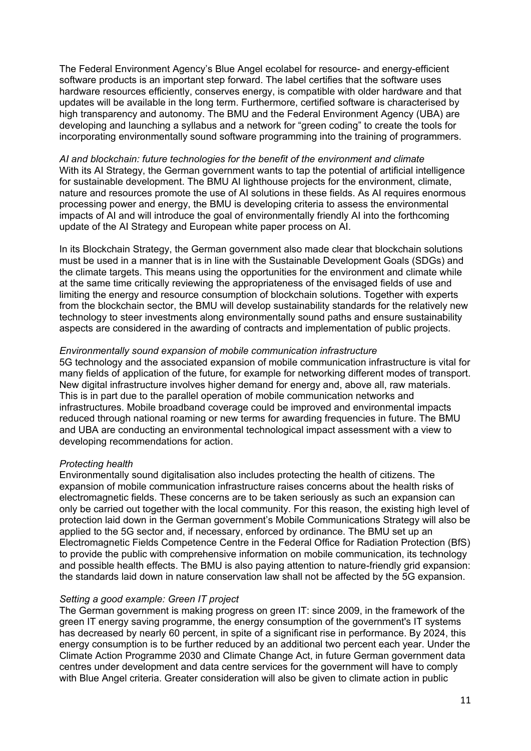The Federal Environment Agency's Blue Angel ecolabel for resource- and energy-efficient software products is an important step forward. The label certifies that the software uses hardware resources efficiently, conserves energy, is compatible with older hardware and that updates will be available in the long term. Furthermore, certified software is characterised by high transparency and autonomy. The BMU and the Federal Environment Agency (UBA) are developing and launching a syllabus and a network for "green coding" to create the tools for incorporating environmentally sound software programming into the training of programmers.

*AI and blockchain: future technologies for the benefit of the environment and climate*
With its AI Strategy, the German government wants to tap the potential of artificial intelligence for sustainable development. The BMU AI lighthouse projects for the environment, climate, nature and resources promote the use of AI solutions in these fields. As AI requires enormous processing power and energy, the BMU is developing criteria to assess the environmental impacts of AI and will introduce the goal of environmentally friendly AI into the forthcoming update of the AI Strategy and European white paper process on AI.

In its Blockchain Strategy, the German government also made clear that blockchain solutions must be used in a manner that is in line with the Sustainable Development Goals (SDGs) and the climate targets. This means using the opportunities for the environment and climate while at the same time critically reviewing the appropriateness of the envisaged fields of use and limiting the energy and resource consumption of blockchain solutions. Together with experts from the blockchain sector, the BMU will develop sustainability standards for the relatively new technology to steer investments along environmentally sound paths and ensure sustainability aspects are considered in the awarding of contracts and implementation of public projects.

*Environmentally sound expansion of mobile communication infrastructure*
5G technology and the associated expansion of mobile communication infrastructure is vital for many fields of application of the future, for example for networking different modes of transport. New digital infrastructure involves higher demand for energy and, above all, raw materials. This is in part due to the parallel operation of mobile communication networks and infrastructures. Mobile broadband coverage could be improved and environmental impacts reduced through national roaming or new terms for awarding frequencies in future. The BMU and UBA are conducting an environmental technological impact assessment with a view to developing recommendations for action.

*Protecting health*
Environmentally sound digitalisation also includes protecting the health of citizens. The expansion of mobile communication infrastructure raises concerns about the health risks of electromagnetic fields. These concerns are to be taken seriously as such an expansion can only be carried out together with the local community. For this reason, the existing high level of protection laid down in the German government's Mobile Communications Strategy will also be applied to the 5G sector and, if necessary, enforced by ordinance. The BMU set up an Electromagnetic Fields Competence Centre in the Federal Office for Radiation Protection (BfS) to provide the public with comprehensive information on mobile communication, its technology and possible health effects. The BMU is also paying attention to nature-friendly grid expansion: the standards laid down in nature conservation law shall not be affected by the 5G expansion.

*Setting a good example: Green IT project*
The German government is making progress on green IT: since 2009, in the framework of the green IT energy saving programme, the energy consumption of the government's IT systems has decreased by nearly 60 percent, in spite of a significant rise in performance. By 2024, this energy consumption is to be further reduced by an additional two percent each year. Under the Climate Action Programme 2030 and Climate Change Act, in future German government data centres under development and data centre services for the government will have to comply with Blue Angel criteria. Greater consideration will also be given to climate action in public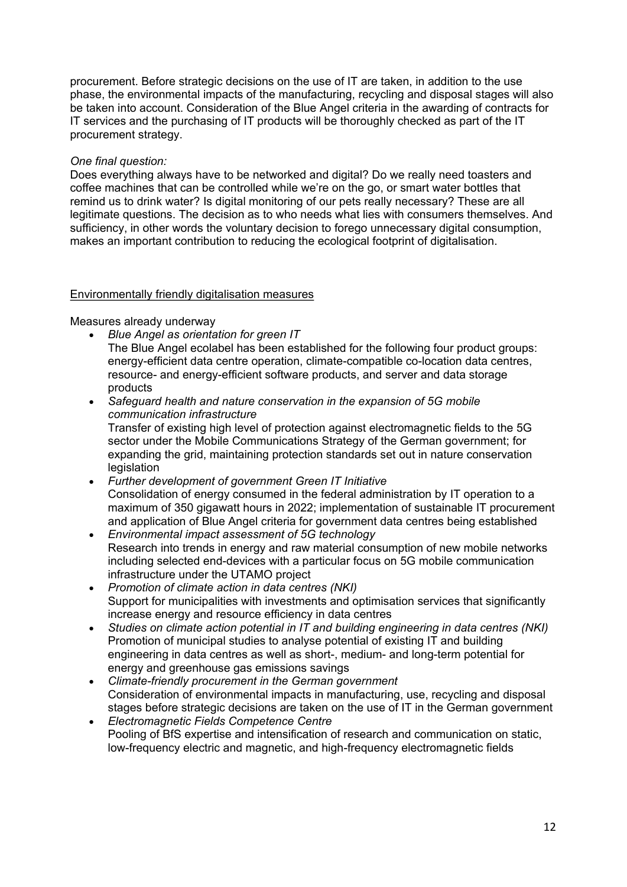procurement. Before strategic decisions on the use of IT are taken, in addition to the use phase, the environmental impacts of the manufacturing, recycling and disposal stages will also be taken into account. Consideration of the Blue Angel criteria in the awarding of contracts for IT services and the purchasing of IT products will be thoroughly checked as part of the IT procurement strategy.

*One final question:*

Does everything always have to be networked and digital? Do we really need toasters and coffee machines that can be controlled while we're on the go, or smart water bottles that remind us to drink water? Is digital monitoring of our pets really necessary? These are all legitimate questions. The decision as to who needs what lies with consumers themselves. And sufficiency, in other words the voluntary decision to forego unnecessary digital consumption, makes an important contribution to reducing the ecological footprint of digitalisation.

<u>Environmentally friendly digitalisation measures</u>

Measures already underway

- *Blue Angel as orientation for green IT*
  The Blue Angel ecolabel has been established for the following four product groups: energy-efficient data centre operation, climate-compatible co-location data centres, resource- and energy-efficient software products, and server and data storage products
- *Safeguard health and nature conservation in the expansion of 5G mobile communication infrastructure*
  Transfer of existing high level of protection against electromagnetic fields to the 5G sector under the Mobile Communications Strategy of the German government; for expanding the grid, maintaining protection standards set out in nature conservation legislation
- *Further development of government Green IT Initiative*
  Consolidation of energy consumed in the federal administration by IT operation to a maximum of 350 gigawatt hours in 2022; implementation of sustainable IT procurement and application of Blue Angel criteria for government data centres being established
- *Environmental impact assessment of 5G technology*
  Research into trends in energy and raw material consumption of new mobile networks including selected end-devices with a particular focus on 5G mobile communication infrastructure under the UTAMO project
- *Promotion of climate action in data centres (NKI)*
  Support for municipalities with investments and optimisation services that significantly increase energy and resource efficiency in data centres
- *Studies on climate action potential in IT and building engineering in data centres (NKI)*
  Promotion of municipal studies to analyse potential of existing IT and building engineering in data centres as well as short-, medium- and long-term potential for energy and greenhouse gas emissions savings
- *Climate-friendly procurement in the German government*
  Consideration of environmental impacts in manufacturing, use, recycling and disposal stages before strategic decisions are taken on the use of IT in the German government
- *Electromagnetic Fields Competence Centre*
  Pooling of BfS expertise and intensification of research and communication on static, low-frequency electric and magnetic, and high-frequency electromagnetic fields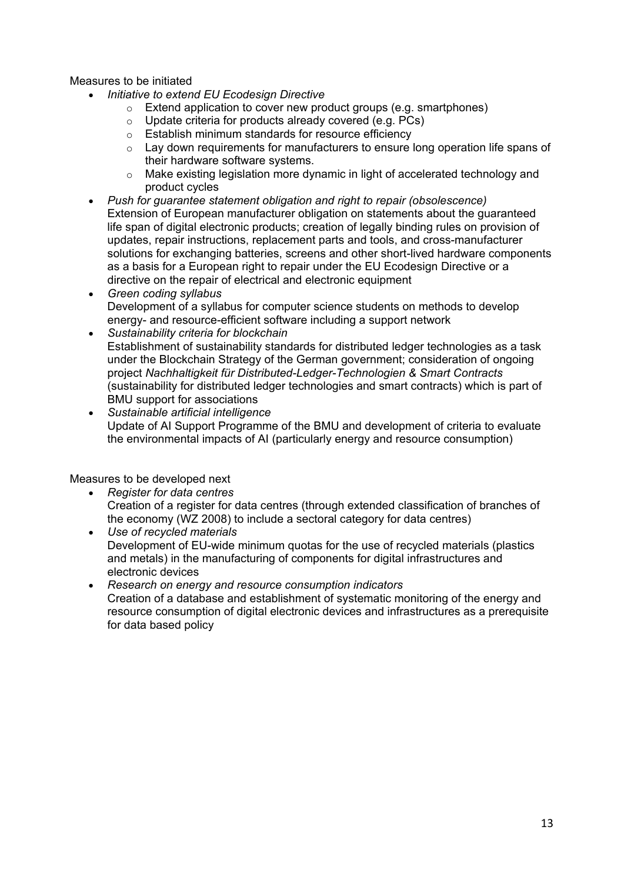Measures to be initiated

- *Initiative to extend EU Ecodesign Directive*
    - Extend application to cover new product groups (e.g. smartphones)
    - Update criteria for products already covered (e.g. PCs)
    - Establish minimum standards for resource efficiency
    - Lay down requirements for manufacturers to ensure long operation life spans of their hardware software systems.
    - Make existing legislation more dynamic in light of accelerated technology and product cycles
- *Push for guarantee statement obligation and right to repair (obsolescence)*
  Extension of European manufacturer obligation on statements about the guaranteed life span of digital electronic products; creation of legally binding rules on provision of updates, repair instructions, replacement parts and tools, and cross-manufacturer solutions for exchanging batteries, screens and other short-lived hardware components as a basis for a European right to repair under the EU Ecodesign Directive or a directive on the repair of electrical and electronic equipment
- *Green coding syllabus*
  Development of a syllabus for computer science students on methods to develop energy- and resource-efficient software including a support network
- *Sustainability criteria for blockchain*
  Establishment of sustainability standards for distributed ledger technologies as a task under the Blockchain Strategy of the German government; consideration of ongoing project *Nachhaltigkeit für Distributed-Ledger-Technologien & Smart Contracts* (sustainability for distributed ledger technologies and smart contracts) which is part of BMU support for associations
- *Sustainable artificial intelligence*
  Update of AI Support Programme of the BMU and development of criteria to evaluate the environmental impacts of AI (particularly energy and resource consumption)

Measures to be developed next

- *Register for data centres*
  Creation of a register for data centres (through extended classification of branches of the economy (WZ 2008) to include a sectoral category for data centres)
- *Use of recycled materials*
  Development of EU-wide minimum quotas for the use of recycled materials (plastics and metals) in the manufacturing of components for digital infrastructures and electronic devices
- *Research on energy and resource consumption indicators*
  Creation of a database and establishment of systematic monitoring of the energy and resource consumption of digital electronic devices and infrastructures as a prerequisite for data based policy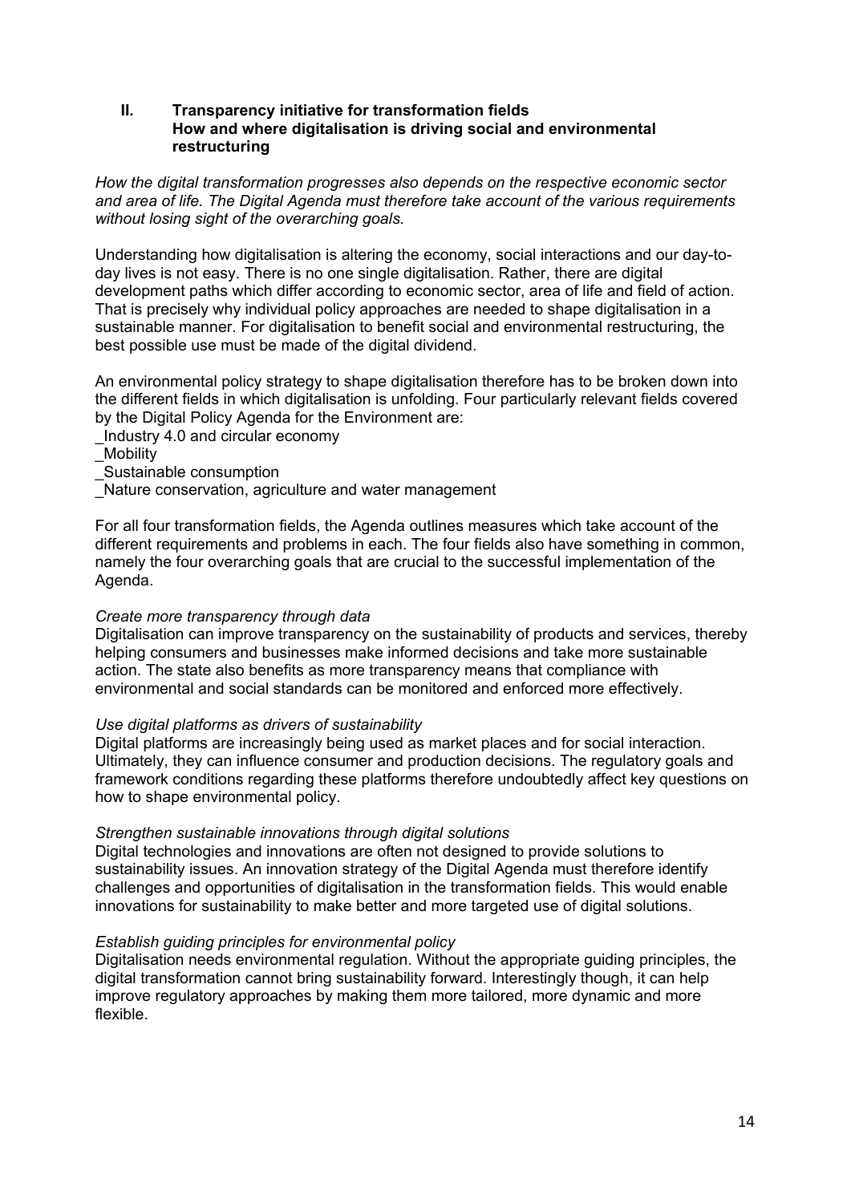## II. Transparency initiative for transformation fields
### How and where digitalisation is driving social and environmental restructuring

*How the digital transformation progresses also depends on the respective economic sector and area of life. The Digital Agenda must therefore take account of the various requirements without losing sight of the overarching goals.*

Understanding how digitalisation is altering the economy, social interactions and our day-to-day lives is not easy. There is no one single digitalisation. Rather, there are digital development paths which differ according to economic sector, area of life and field of action. That is precisely why individual policy approaches are needed to shape digitalisation in a sustainable manner. For digitalisation to benefit social and environmental restructuring, the best possible use must be made of the digital dividend.

An environmental policy strategy to shape digitalisation therefore has to be broken down into the different fields in which digitalisation is unfolding. Four particularly relevant fields covered by the Digital Policy Agenda for the Environment are:

_Industry 4.0 and circular economy
_Mobility
_Sustainable consumption
_Nature conservation, agriculture and water management

For all four transformation fields, the Agenda outlines measures which take account of the different requirements and problems in each. The four fields also have something in common, namely the four overarching goals that are crucial to the successful implementation of the Agenda.

*Create more transparency through data*
Digitalisation can improve transparency on the sustainability of products and services, thereby helping consumers and businesses make informed decisions and take more sustainable action. The state also benefits as more transparency means that compliance with environmental and social standards can be monitored and enforced more effectively.

*Use digital platforms as drivers of sustainability*
Digital platforms are increasingly being used as market places and for social interaction. Ultimately, they can influence consumer and production decisions. The regulatory goals and framework conditions regarding these platforms therefore undoubtedly affect key questions on how to shape environmental policy.

*Strengthen sustainable innovations through digital solutions*
Digital technologies and innovations are often not designed to provide solutions to sustainability issues. An innovation strategy of the Digital Agenda must therefore identify challenges and opportunities of digitalisation in the transformation fields. This would enable innovations for sustainability to make better and more targeted use of digital solutions.

*Establish guiding principles for environmental policy*
Digitalisation needs environmental regulation. Without the appropriate guiding principles, the digital transformation cannot bring sustainability forward. Interestingly though, it can help improve regulatory approaches by making them more tailored, more dynamic and more flexible.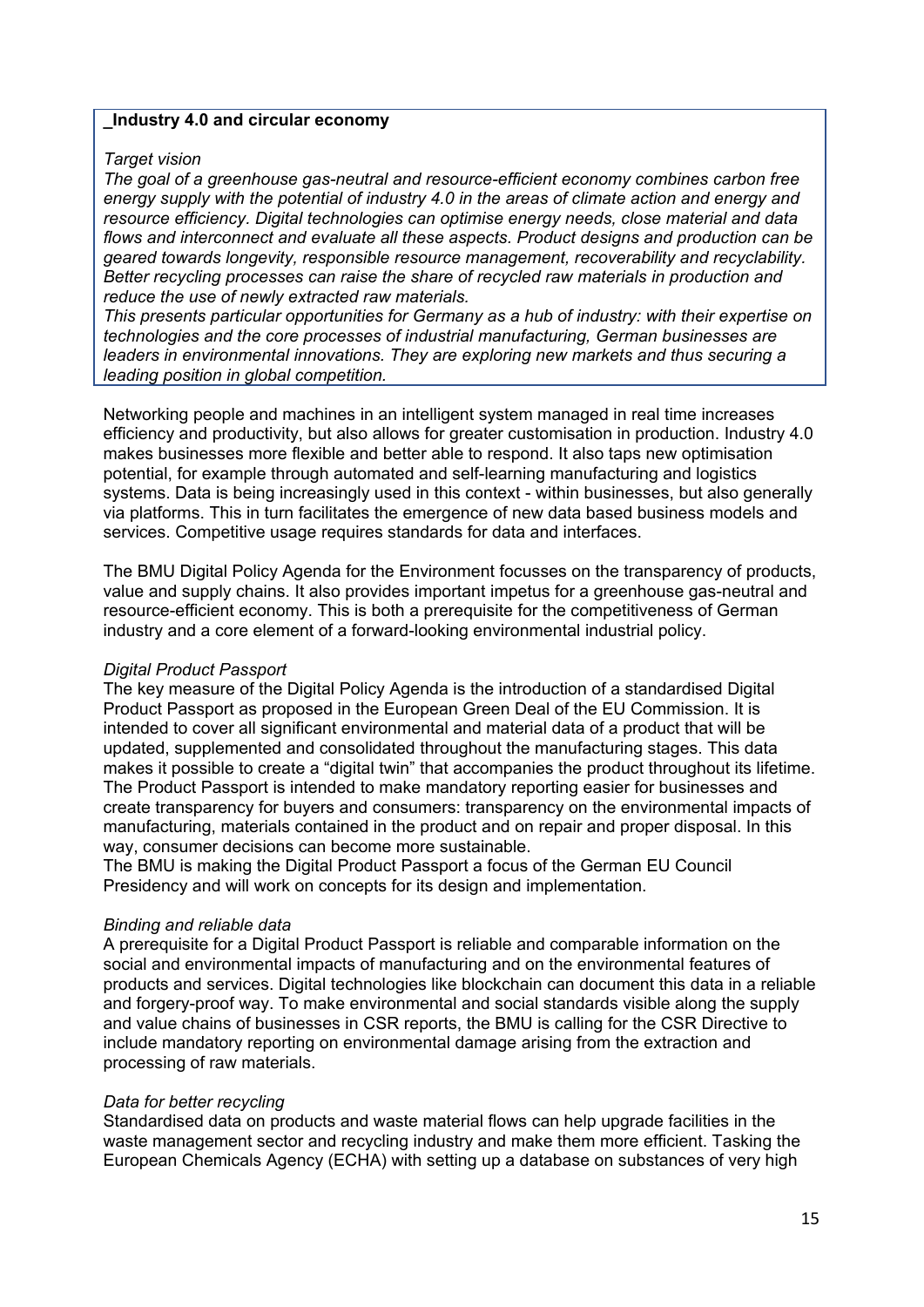**_Industry 4.0 and circular economy**

*Target vision*

*The goal of a greenhouse gas-neutral and resource-efficient economy combines carbon free energy supply with the potential of industry 4.0 in the areas of climate action and energy and resource efficiency. Digital technologies can optimise energy needs, close material and data flows and interconnect and evaluate all these aspects. Product designs and production can be geared towards longevity, responsible resource management, recoverability and recyclability. Better recycling processes can raise the share of recycled raw materials in production and reduce the use of newly extracted raw materials.*

*This presents particular opportunities for Germany as a hub of industry: with their expertise on technologies and the core processes of industrial manufacturing, German businesses are leaders in environmental innovations. They are exploring new markets and thus securing a leading position in global competition.*

Networking people and machines in an intelligent system managed in real time increases efficiency and productivity, but also allows for greater customisation in production. Industry 4.0 makes businesses more flexible and better able to respond. It also taps new optimisation potential, for example through automated and self-learning manufacturing and logistics systems. Data is being increasingly used in this context - within businesses, but also generally via platforms. This in turn facilitates the emergence of new data based business models and services. Competitive usage requires standards for data and interfaces.

The BMU Digital Policy Agenda for the Environment focusses on the transparency of products, value and supply chains. It also provides important impetus for a greenhouse gas-neutral and resource-efficient economy. This is both a prerequisite for the competitiveness of German industry and a core element of a forward-looking environmental industrial policy.

*Digital Product Passport*

The key measure of the Digital Policy Agenda is the introduction of a standardised Digital Product Passport as proposed in the European Green Deal of the EU Commission. It is intended to cover all significant environmental and material data of a product that will be updated, supplemented and consolidated throughout the manufacturing stages. This data makes it possible to create a "digital twin" that accompanies the product throughout its lifetime. The Product Passport is intended to make mandatory reporting easier for businesses and create transparency for buyers and consumers: transparency on the environmental impacts of manufacturing, materials contained in the product and on repair and proper disposal. In this way, consumer decisions can become more sustainable.

The BMU is making the Digital Product Passport a focus of the German EU Council Presidency and will work on concepts for its design and implementation.

*Binding and reliable data*

A prerequisite for a Digital Product Passport is reliable and comparable information on the social and environmental impacts of manufacturing and on the environmental features of products and services. Digital technologies like blockchain can document this data in a reliable and forgery-proof way. To make environmental and social standards visible along the supply and value chains of businesses in CSR reports, the BMU is calling for the CSR Directive to include mandatory reporting on environmental damage arising from the extraction and processing of raw materials.

*Data for better recycling*

Standardised data on products and waste material flows can help upgrade facilities in the waste management sector and recycling industry and make them more efficient. Tasking the European Chemicals Agency (ECHA) with setting up a database on substances of very high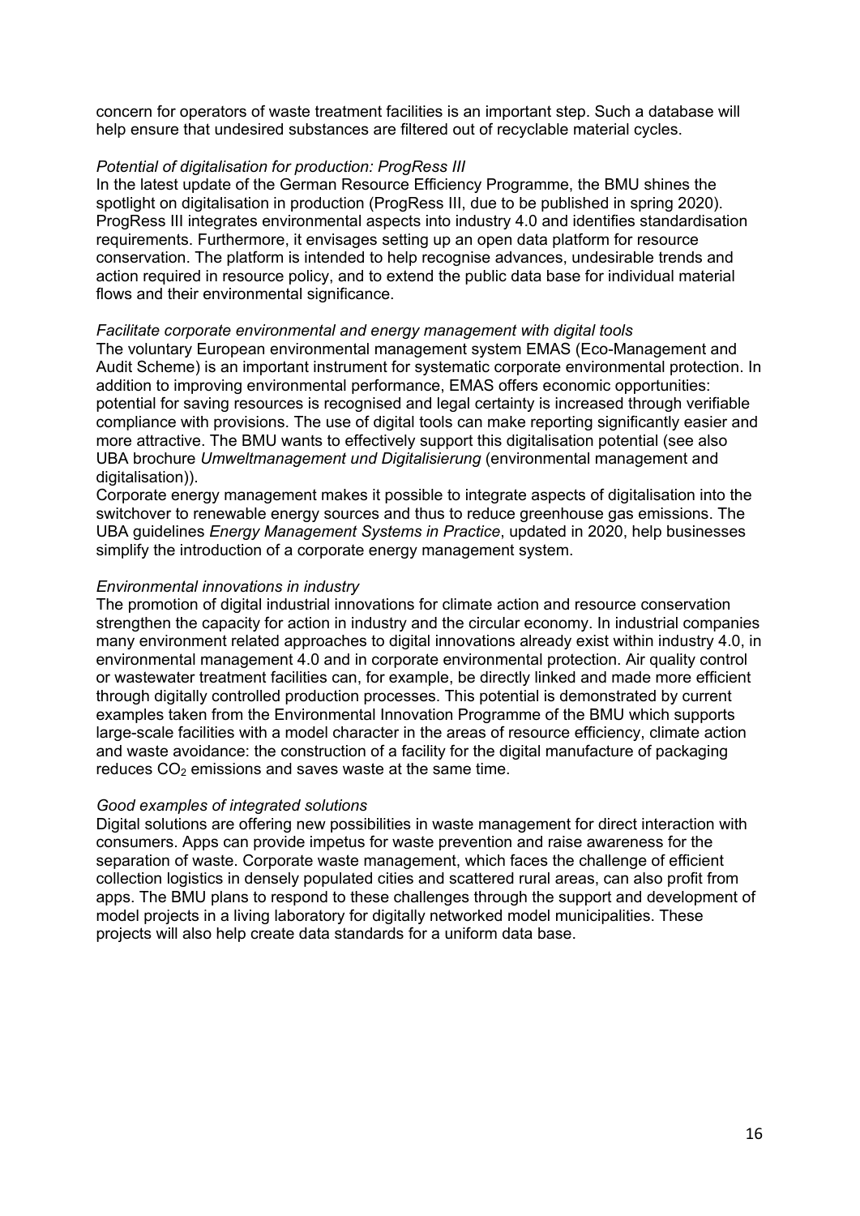concern for operators of waste treatment facilities is an important step. Such a database will help ensure that undesired substances are filtered out of recyclable material cycles.

*Potential of digitalisation for production: ProgRess III*

In the latest update of the German Resource Efficiency Programme, the BMU shines the spotlight on digitalisation in production (ProgRess III, due to be published in spring 2020). ProgRess III integrates environmental aspects into industry 4.0 and identifies standardisation requirements. Furthermore, it envisages setting up an open data platform for resource conservation. The platform is intended to help recognise advances, undesirable trends and action required in resource policy, and to extend the public data base for individual material flows and their environmental significance.

*Facilitate corporate environmental and energy management with digital tools*

The voluntary European environmental management system EMAS (Eco-Management and Audit Scheme) is an important instrument for systematic corporate environmental protection. In addition to improving environmental performance, EMAS offers economic opportunities: potential for saving resources is recognised and legal certainty is increased through verifiable compliance with provisions. The use of digital tools can make reporting significantly easier and more attractive. The BMU wants to effectively support this digitalisation potential (see also UBA brochure *Umweltmanagement und Digitalisierung* (environmental management and digitalisation)).

Corporate energy management makes it possible to integrate aspects of digitalisation into the switchover to renewable energy sources and thus to reduce greenhouse gas emissions. The UBA guidelines *Energy Management Systems in Practice*, updated in 2020, help businesses simplify the introduction of a corporate energy management system.

*Environmental innovations in industry*

The promotion of digital industrial innovations for climate action and resource conservation strengthen the capacity for action in industry and the circular economy. In industrial companies many environment related approaches to digital innovations already exist within industry 4.0, in environmental management 4.0 and in corporate environmental protection. Air quality control or wastewater treatment facilities can, for example, be directly linked and made more efficient through digitally controlled production processes. This potential is demonstrated by current examples taken from the Environmental Innovation Programme of the BMU which supports large-scale facilities with a model character in the areas of resource efficiency, climate action and waste avoidance: the construction of a facility for the digital manufacture of packaging reduces $CO_2$ emissions and saves waste at the same time.

*Good examples of integrated solutions*

Digital solutions are offering new possibilities in waste management for direct interaction with consumers. Apps can provide impetus for waste prevention and raise awareness for the separation of waste. Corporate waste management, which faces the challenge of efficient collection logistics in densely populated cities and scattered rural areas, can also profit from apps. The BMU plans to respond to these challenges through the support and development of model projects in a living laboratory for digitally networked model municipalities. These projects will also help create data standards for a uniform data base.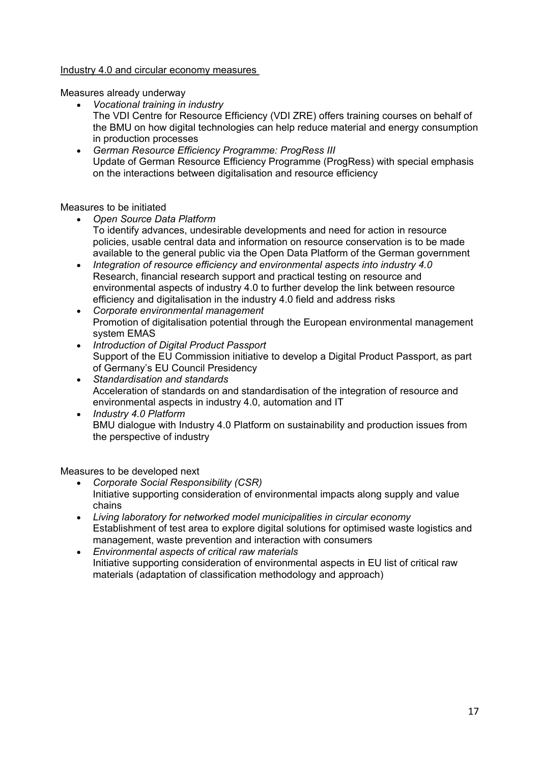<u>Industry 4.0 and circular economy measures</u>

Measures already underway

- *Vocational training in industry*
  The VDI Centre for Resource Efficiency (VDI ZRE) offers training courses on behalf of the BMU on how digital technologies can help reduce material and energy consumption in production processes
- *German Resource Efficiency Programme: ProgRess III*
  Update of German Resource Efficiency Programme (ProgRess) with special emphasis on the interactions between digitalisation and resource efficiency

Measures to be initiated

- *Open Source Data Platform*
  To identify advances, undesirable developments and need for action in resource policies, usable central data and information on resource conservation is to be made available to the general public via the Open Data Platform of the German government
- *Integration of resource efficiency and environmental aspects into industry 4.0*
  Research, financial research support and practical testing on resource and environmental aspects of industry 4.0 to further develop the link between resource efficiency and digitalisation in the industry 4.0 field and address risks
- *Corporate environmental management*
  Promotion of digitalisation potential through the European environmental management system EMAS
- *Introduction of Digital Product Passport*
  Support of the EU Commission initiative to develop a Digital Product Passport, as part of Germany's EU Council Presidency
- *Standardisation and standards*
  Acceleration of standards on and standardisation of the integration of resource and environmental aspects in industry 4.0, automation and IT
- *Industry 4.0 Platform*
  BMU dialogue with Industry 4.0 Platform on sustainability and production issues from the perspective of industry

Measures to be developed next

- *Corporate Social Responsibility (CSR)*
  Initiative supporting consideration of environmental impacts along supply and value chains
- *Living laboratory for networked model municipalities in circular economy*
  Establishment of test area to explore digital solutions for optimised waste logistics and management, waste prevention and interaction with consumers
- *Environmental aspects of critical raw materials*
  Initiative supporting consideration of environmental aspects in EU list of critical raw materials (adaptation of classification methodology and approach)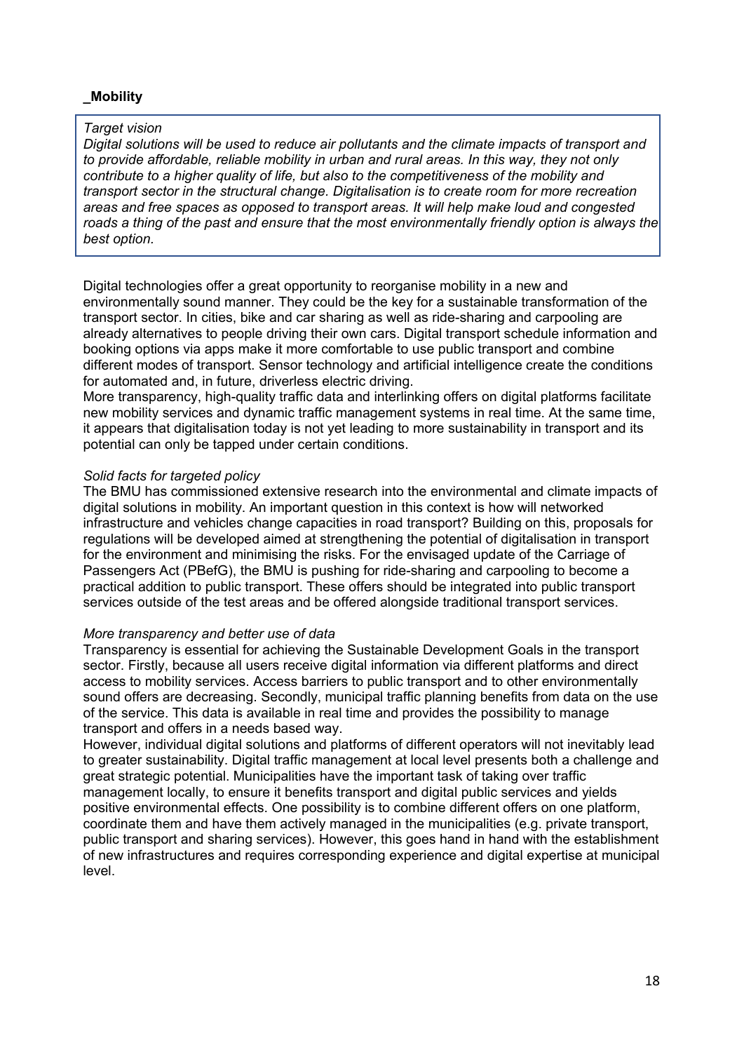## _Mobility

> *Target vision*
> *Digital solutions will be used to reduce air pollutants and the climate impacts of transport and to provide affordable, reliable mobility in urban and rural areas. In this way, they not only contribute to a higher quality of life, but also to the competitiveness of the mobility and transport sector in the structural change. Digitalisation is to create room for more recreation areas and free spaces as opposed to transport areas. It will help make loud and congested roads a thing of the past and ensure that the most environmentally friendly option is always the best option.*

Digital technologies offer a great opportunity to reorganise mobility in a new and environmentally sound manner. They could be the key for a sustainable transformation of the transport sector. In cities, bike and car sharing as well as ride-sharing and carpooling are already alternatives to people driving their own cars. Digital transport schedule information and booking options via apps make it more comfortable to use public transport and combine different modes of transport. Sensor technology and artificial intelligence create the conditions for automated and, in future, driverless electric driving.
More transparency, high-quality traffic data and interlinking offers on digital platforms facilitate new mobility services and dynamic traffic management systems in real time. At the same time, it appears that digitalisation today is not yet leading to more sustainability in transport and its potential can only be tapped under certain conditions.

*Solid facts for targeted policy*
The BMU has commissioned extensive research into the environmental and climate impacts of digital solutions in mobility. An important question in this context is how will networked infrastructure and vehicles change capacities in road transport? Building on this, proposals for regulations will be developed aimed at strengthening the potential of digitalisation in transport for the environment and minimising the risks. For the envisaged update of the Carriage of Passengers Act (PBefG), the BMU is pushing for ride-sharing and carpooling to become a practical addition to public transport. These offers should be integrated into public transport services outside of the test areas and be offered alongside traditional transport services.

*More transparency and better use of data*
Transparency is essential for achieving the Sustainable Development Goals in the transport sector. Firstly, because all users receive digital information via different platforms and direct access to mobility services. Access barriers to public transport and to other environmentally sound offers are decreasing. Secondly, municipal traffic planning benefits from data on the use of the service. This data is available in real time and provides the possibility to manage transport and offers in a needs based way.
However, individual digital solutions and platforms of different operators will not inevitably lead to greater sustainability. Digital traffic management at local level presents both a challenge and great strategic potential. Municipalities have the important task of taking over traffic management locally, to ensure it benefits transport and digital public services and yields positive environmental effects. One possibility is to combine different offers on one platform, coordinate them and have them actively managed in the municipalities (e.g. private transport, public transport and sharing services). However, this goes hand in hand with the establishment of new infrastructures and requires corresponding experience and digital expertise at municipal level.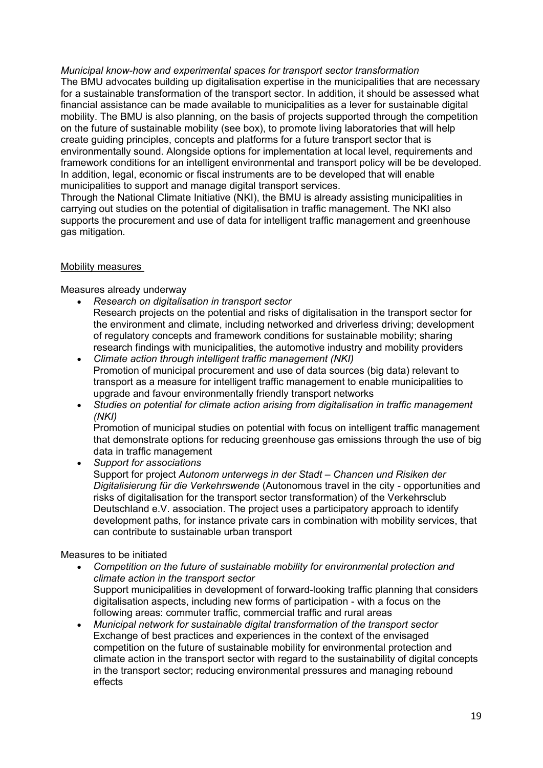*Municipal know-how and experimental spaces for transport sector transformation*

The BMU advocates building up digitalisation expertise in the municipalities that are necessary for a sustainable transformation of the transport sector. In addition, it should be assessed what financial assistance can be made available to municipalities as a lever for sustainable digital mobility. The BMU is also planning, on the basis of projects supported through the competition on the future of sustainable mobility (see box), to promote living laboratories that will help create guiding principles, concepts and platforms for a future transport sector that is environmentally sound. Alongside options for implementation at local level, requirements and framework conditions for an intelligent environmental and transport policy will be be developed. In addition, legal, economic or fiscal instruments are to be developed that will enable municipalities to support and manage digital transport services.

Through the National Climate Initiative (NKI), the BMU is already assisting municipalities in carrying out studies on the potential of digitalisation in traffic management. The NKI also supports the procurement and use of data for intelligent traffic management and greenhouse gas mitigation.

<u>Mobility measures</u>

Measures already underway

- *Research on digitalisation in transport sector*
  Research projects on the potential and risks of digitalisation in the transport sector for the environment and climate, including networked and driverless driving; development of regulatory concepts and framework conditions for sustainable mobility; sharing research findings with municipalities, the automotive industry and mobility providers
- *Climate action through intelligent traffic management (NKI)*
  Promotion of municipal procurement and use of data sources (big data) relevant to transport as a measure for intelligent traffic management to enable municipalities to upgrade and favour environmentally friendly transport networks
- *Studies on potential for climate action arising from digitalisation in traffic management (NKI)*
  Promotion of municipal studies on potential with focus on intelligent traffic management that demonstrate options for reducing greenhouse gas emissions through the use of big data in traffic management
- *Support for associations*
  Support for project *Autonom unterwegs in der Stadt – Chancen und Risiken der Digitalisierung für die Verkehrswende* (Autonomous travel in the city - opportunities and risks of digitalisation for the transport sector transformation) of the Verkehrsclub Deutschland e.V. association. The project uses a participatory approach to identify development paths, for instance private cars in combination with mobility services, that can contribute to sustainable urban transport

Measures to be initiated

- *Competition on the future of sustainable mobility for environmental protection and climate action in the transport sector*
  Support municipalities in development of forward-looking traffic planning that considers digitalisation aspects, including new forms of participation - with a focus on the following areas: commuter traffic, commercial traffic and rural areas
- *Municipal network for sustainable digital transformation of the transport sector*
  Exchange of best practices and experiences in the context of the envisaged competition on the future of sustainable mobility for environmental protection and climate action in the transport sector with regard to the sustainability of digital concepts in the transport sector; reducing environmental pressures and managing rebound effects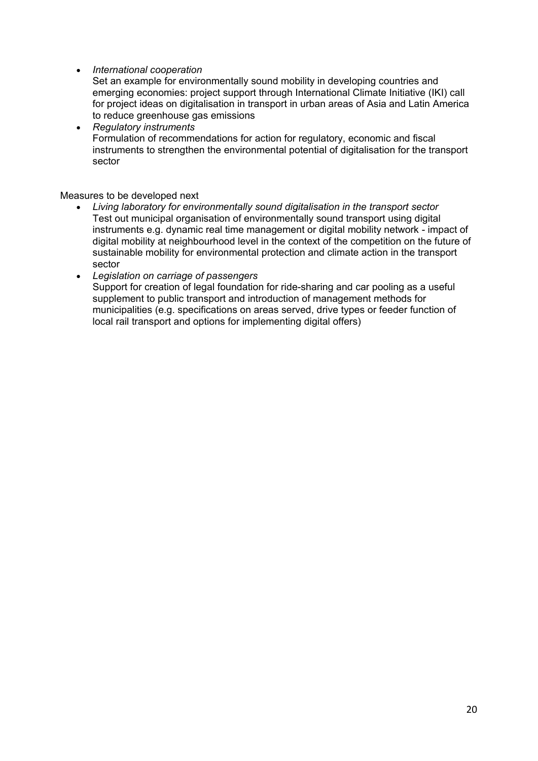- *International cooperation*
  Set an example for environmentally sound mobility in developing countries and emerging economies: project support through International Climate Initiative (IKI) call for project ideas on digitalisation in transport in urban areas of Asia and Latin America to reduce greenhouse gas emissions
- *Regulatory instruments*
  Formulation of recommendations for action for regulatory, economic and fiscal instruments to strengthen the environmental potential of digitalisation for the transport sector

Measures to be developed next

- *Living laboratory for environmentally sound digitalisation in the transport sector*
  Test out municipal organisation of environmentally sound transport using digital instruments e.g. dynamic real time management or digital mobility network - impact of digital mobility at neighbourhood level in the context of the competition on the future of sustainable mobility for environmental protection and climate action in the transport sector
- *Legislation on carriage of passengers*
  Support for creation of legal foundation for ride-sharing and car pooling as a useful supplement to public transport and introduction of management methods for municipalities (e.g. specifications on areas served, drive types or feeder function of local rail transport and options for implementing digital offers)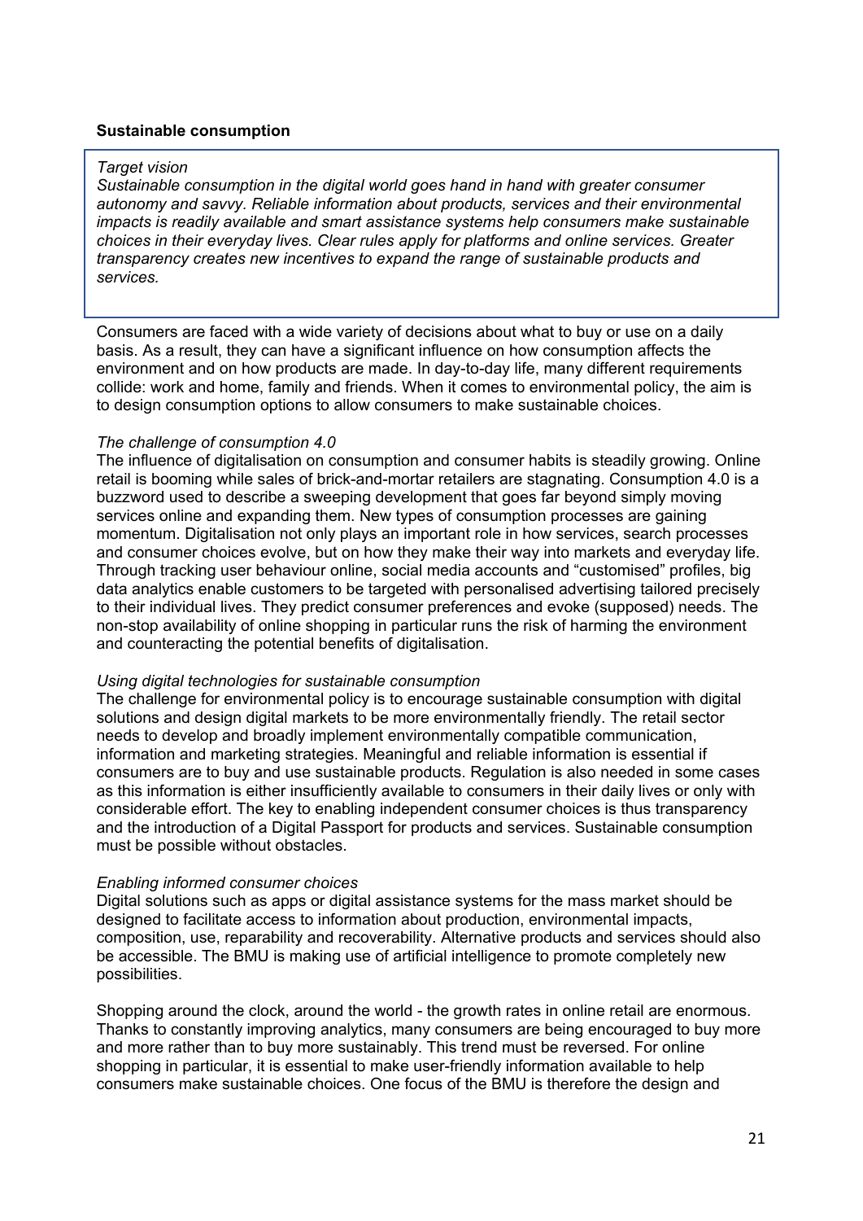**Sustainable consumption**

> *Target vision*
> *Sustainable consumption in the digital world goes hand in hand with greater consumer autonomy and savvy. Reliable information about products, services and their environmental impacts is readily available and smart assistance systems help consumers make sustainable choices in their everyday lives. Clear rules apply for platforms and online services. Greater transparency creates new incentives to expand the range of sustainable products and services.*

Consumers are faced with a wide variety of decisions about what to buy or use on a daily basis. As a result, they can have a significant influence on how consumption affects the environment and on how products are made. In day-to-day life, many different requirements collide: work and home, family and friends. When it comes to environmental policy, the aim is to design consumption options to allow consumers to make sustainable choices.

*The challenge of consumption 4.0*
The influence of digitalisation on consumption and consumer habits is steadily growing. Online retail is booming while sales of brick-and-mortar retailers are stagnating. Consumption 4.0 is a buzzword used to describe a sweeping development that goes far beyond simply moving services online and expanding them. New types of consumption processes are gaining momentum. Digitalisation not only plays an important role in how services, search processes and consumer choices evolve, but on how they make their way into markets and everyday life. Through tracking user behaviour online, social media accounts and "customised" profiles, big data analytics enable customers to be targeted with personalised advertising tailored precisely to their individual lives. They predict consumer preferences and evoke (supposed) needs. The non-stop availability of online shopping in particular runs the risk of harming the environment and counteracting the potential benefits of digitalisation.

*Using digital technologies for sustainable consumption*
The challenge for environmental policy is to encourage sustainable consumption with digital solutions and design digital markets to be more environmentally friendly. The retail sector needs to develop and broadly implement environmentally compatible communication, information and marketing strategies. Meaningful and reliable information is essential if consumers are to buy and use sustainable products. Regulation is also needed in some cases as this information is either insufficiently available to consumers in their daily lives or only with considerable effort. The key to enabling independent consumer choices is thus transparency and the introduction of a Digital Passport for products and services. Sustainable consumption must be possible without obstacles.

*Enabling informed consumer choices*
Digital solutions such as apps or digital assistance systems for the mass market should be designed to facilitate access to information about production, environmental impacts, composition, use, reparability and recoverability. Alternative products and services should also be accessible. The BMU is making use of artificial intelligence to promote completely new possibilities.

Shopping around the clock, around the world - the growth rates in online retail are enormous. Thanks to constantly improving analytics, many consumers are being encouraged to buy more and more rather than to buy more sustainably. This trend must be reversed. For online shopping in particular, it is essential to make user-friendly information available to help consumers make sustainable choices. One focus of the BMU is therefore the design and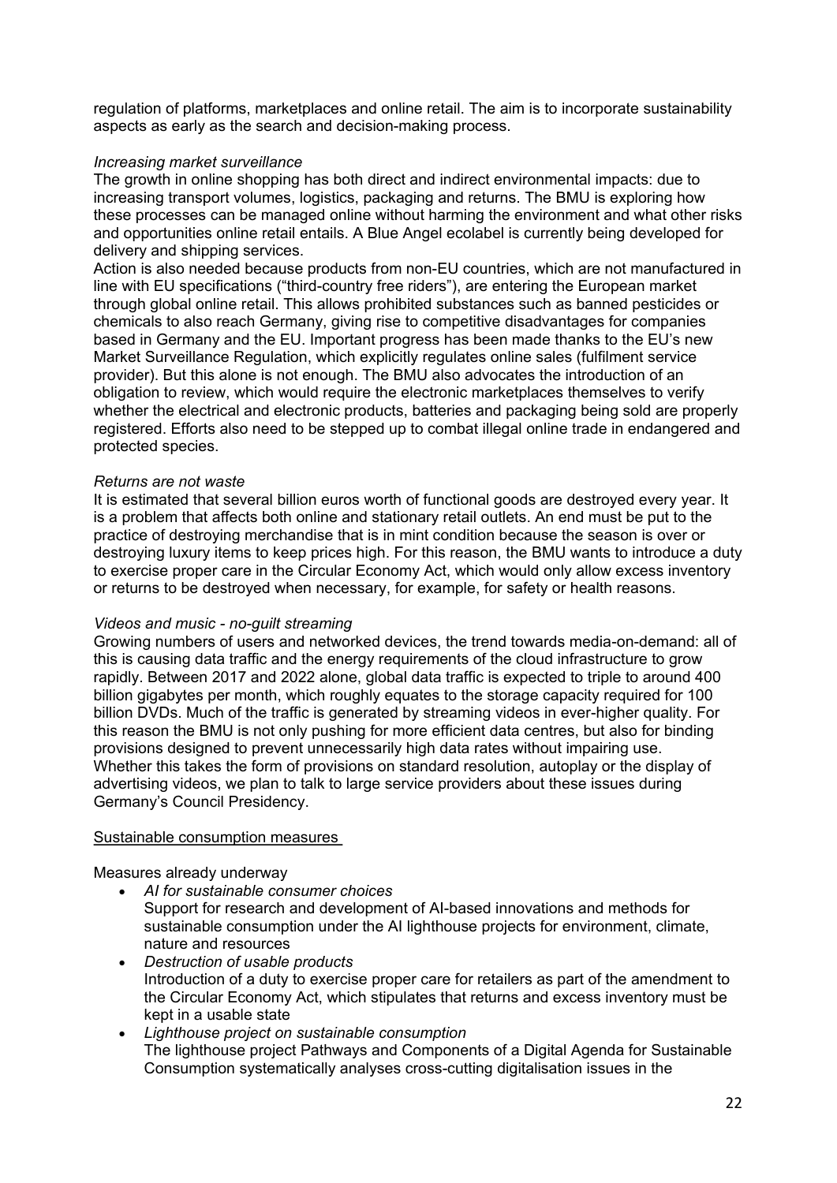regulation of platforms, marketplaces and online retail. The aim is to incorporate sustainability aspects as early as the search and decision-making process.

*Increasing market surveillance*

The growth in online shopping has both direct and indirect environmental impacts: due to increasing transport volumes, logistics, packaging and returns. The BMU is exploring how these processes can be managed online without harming the environment and what other risks and opportunities online retail entails. A Blue Angel ecolabel is currently being developed for delivery and shipping services.

Action is also needed because products from non-EU countries, which are not manufactured in line with EU specifications ("third-country free riders"), are entering the European market through global online retail. This allows prohibited substances such as banned pesticides or chemicals to also reach Germany, giving rise to competitive disadvantages for companies based in Germany and the EU. Important progress has been made thanks to the EU's new Market Surveillance Regulation, which explicitly regulates online sales (fulfilment service provider). But this alone is not enough. The BMU also advocates the introduction of an obligation to review, which would require the electronic marketplaces themselves to verify whether the electrical and electronic products, batteries and packaging being sold are properly registered. Efforts also need to be stepped up to combat illegal online trade in endangered and protected species.

*Returns are not waste*

It is estimated that several billion euros worth of functional goods are destroyed every year. It is a problem that affects both online and stationary retail outlets. An end must be put to the practice of destroying merchandise that is in mint condition because the season is over or destroying luxury items to keep prices high. For this reason, the BMU wants to introduce a duty to exercise proper care in the Circular Economy Act, which would only allow excess inventory or returns to be destroyed when necessary, for example, for safety or health reasons.

*Videos and music - no-guilt streaming*

Growing numbers of users and networked devices, the trend towards media-on-demand: all of this is causing data traffic and the energy requirements of the cloud infrastructure to grow rapidly. Between 2017 and 2022 alone, global data traffic is expected to triple to around 400 billion gigabytes per month, which roughly equates to the storage capacity required for 100 billion DVDs. Much of the traffic is generated by streaming videos in ever-higher quality. For this reason the BMU is not only pushing for more efficient data centres, but also for binding provisions designed to prevent unnecessarily high data rates without impairing use. Whether this takes the form of provisions on standard resolution, autoplay or the display of advertising videos, we plan to talk to large service providers about these issues during Germany's Council Presidency.

<u>Sustainable consumption measures</u>

Measures already underway

- *AI for sustainable consumer choices*
  Support for research and development of AI-based innovations and methods for sustainable consumption under the AI lighthouse projects for environment, climate, nature and resources
- *Destruction of usable products*
  Introduction of a duty to exercise proper care for retailers as part of the amendment to the Circular Economy Act, which stipulates that returns and excess inventory must be kept in a usable state
- *Lighthouse project on sustainable consumption*
  The lighthouse project Pathways and Components of a Digital Agenda for Sustainable Consumption systematically analyses cross-cutting digitalisation issues in the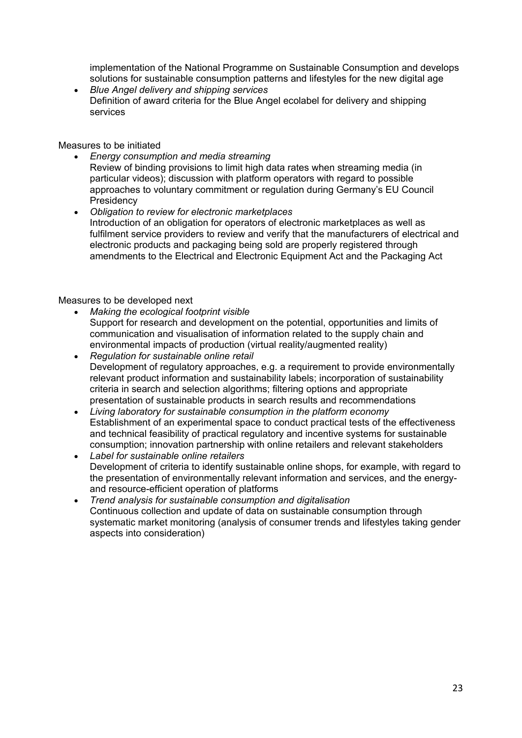implementation of the National Programme on Sustainable Consumption and develops solutions for sustainable consumption patterns and lifestyles for the new digital age
- *Blue Angel delivery and shipping services*
  Definition of award criteria for the Blue Angel ecolabel for delivery and shipping services

Measures to be initiated

- *Energy consumption and media streaming*
  Review of binding provisions to limit high data rates when streaming media (in particular videos); discussion with platform operators with regard to possible approaches to voluntary commitment or regulation during Germany's EU Council Presidency
- *Obligation to review for electronic marketplaces*
  Introduction of an obligation for operators of electronic marketplaces as well as fulfilment service providers to review and verify that the manufacturers of electrical and electronic products and packaging being sold are properly registered through amendments to the Electrical and Electronic Equipment Act and the Packaging Act

Measures to be developed next

- *Making the ecological footprint visible*
  Support for research and development on the potential, opportunities and limits of communication and visualisation of information related to the supply chain and environmental impacts of production (virtual reality/augmented reality)
- *Regulation for sustainable online retail*
  Development of regulatory approaches, e.g. a requirement to provide environmentally relevant product information and sustainability labels; incorporation of sustainability criteria in search and selection algorithms; filtering options and appropriate presentation of sustainable products in search results and recommendations
- *Living laboratory for sustainable consumption in the platform economy*
  Establishment of an experimental space to conduct practical tests of the effectiveness and technical feasibility of practical regulatory and incentive systems for sustainable consumption; innovation partnership with online retailers and relevant stakeholders
- *Label for sustainable online retailers*
  Development of criteria to identify sustainable online shops, for example, with regard to the presentation of environmentally relevant information and services, and the energy- and resource-efficient operation of platforms
- *Trend analysis for sustainable consumption and digitalisation*
  Continuous collection and update of data on sustainable consumption through systematic market monitoring (analysis of consumer trends and lifestyles taking gender aspects into consideration)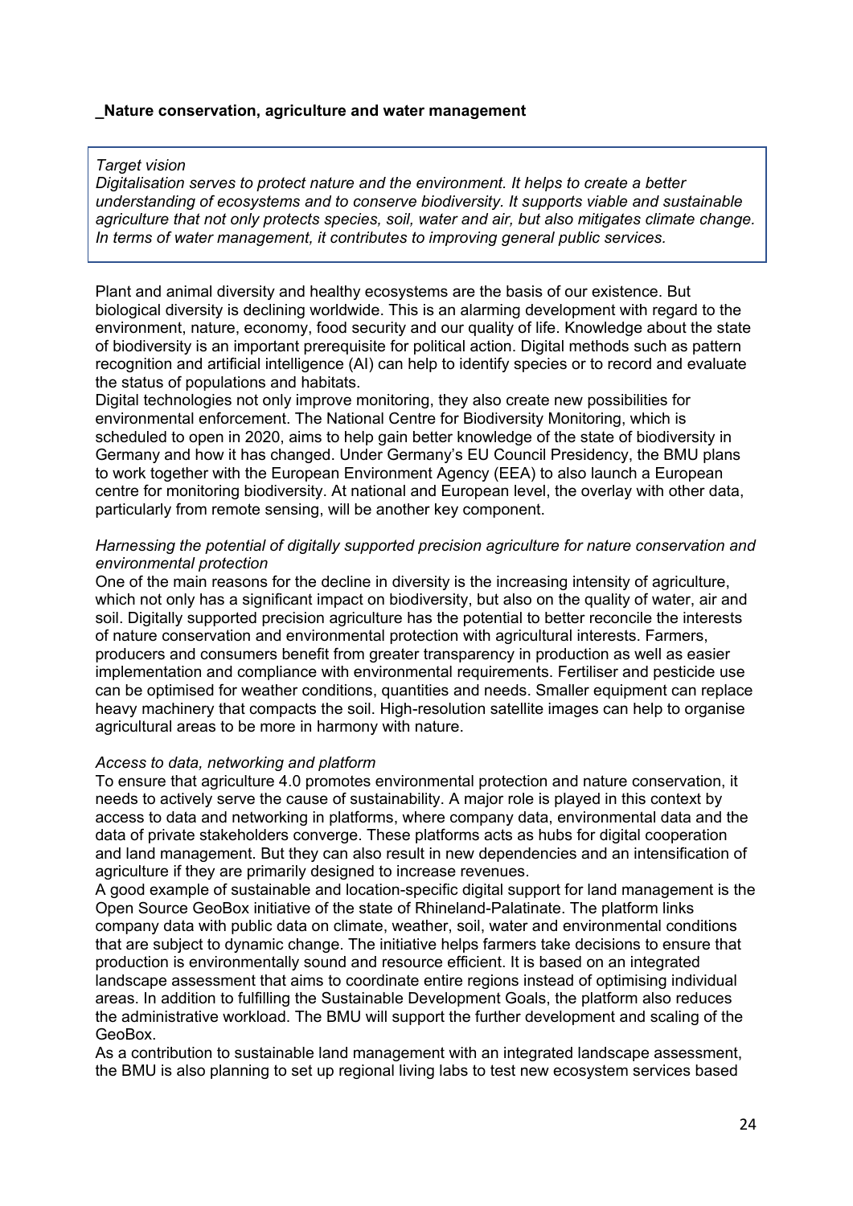## _Nature conservation, agriculture and water management

> *Target vision*
> *Digitalisation serves to protect nature and the environment. It helps to create a better understanding of ecosystems and to conserve biodiversity. It supports viable and sustainable agriculture that not only protects species, soil, water and air, but also mitigates climate change. In terms of water management, it contributes to improving general public services.*

Plant and animal diversity and healthy ecosystems are the basis of our existence. But biological diversity is declining worldwide. This is an alarming development with regard to the environment, nature, economy, food security and our quality of life. Knowledge about the state of biodiversity is an important prerequisite for political action. Digital methods such as pattern recognition and artificial intelligence (AI) can help to identify species or to record and evaluate the status of populations and habitats.
Digital technologies not only improve monitoring, they also create new possibilities for environmental enforcement. The National Centre for Biodiversity Monitoring, which is scheduled to open in 2020, aims to help gain better knowledge of the state of biodiversity in Germany and how it has changed. Under Germany's EU Council Presidency, the BMU plans to work together with the European Environment Agency (EEA) to also launch a European centre for monitoring biodiversity. At national and European level, the overlay with other data, particularly from remote sensing, will be another key component.

*Harnessing the potential of digitally supported precision agriculture for nature conservation and environmental protection*
One of the main reasons for the decline in diversity is the increasing intensity of agriculture, which not only has a significant impact on biodiversity, but also on the quality of water, air and soil. Digitally supported precision agriculture has the potential to better reconcile the interests of nature conservation and environmental protection with agricultural interests. Farmers, producers and consumers benefit from greater transparency in production as well as easier implementation and compliance with environmental requirements. Fertiliser and pesticide use can be optimised for weather conditions, quantities and needs. Smaller equipment can replace heavy machinery that compacts the soil. High-resolution satellite images can help to organise agricultural areas to be more in harmony with nature.

*Access to data, networking and platform*
To ensure that agriculture 4.0 promotes environmental protection and nature conservation, it needs to actively serve the cause of sustainability. A major role is played in this context by access to data and networking in platforms, where company data, environmental data and the data of private stakeholders converge. These platforms acts as hubs for digital cooperation and land management. But they can also result in new dependencies and an intensification of agriculture if they are primarily designed to increase revenues.
A good example of sustainable and location-specific digital support for land management is the Open Source GeoBox initiative of the state of Rhineland-Palatinate. The platform links company data with public data on climate, weather, soil, water and environmental conditions that are subject to dynamic change. The initiative helps farmers take decisions to ensure that production is environmentally sound and resource efficient. It is based on an integrated landscape assessment that aims to coordinate entire regions instead of optimising individual areas. In addition to fulfilling the Sustainable Development Goals, the platform also reduces the administrative workload. The BMU will support the further development and scaling of the GeoBox.
As a contribution to sustainable land management with an integrated landscape assessment, the BMU is also planning to set up regional living labs to test new ecosystem services based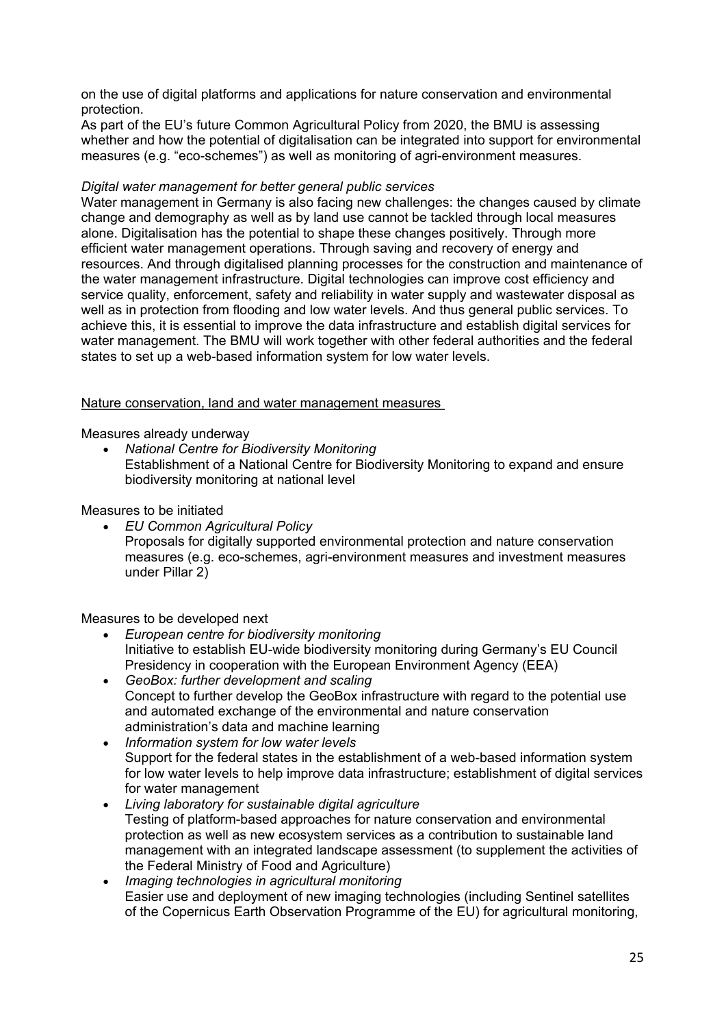on the use of digital platforms and applications for nature conservation and environmental protection.

As part of the EU's future Common Agricultural Policy from 2020, the BMU is assessing whether and how the potential of digitalisation can be integrated into support for environmental measures (e.g. "eco-schemes") as well as monitoring of agri-environment measures.

*Digital water management for better general public services*

Water management in Germany is also facing new challenges: the changes caused by climate change and demography as well as by land use cannot be tackled through local measures alone. Digitalisation has the potential to shape these changes positively. Through more efficient water management operations. Through saving and recovery of energy and resources. And through digitalised planning processes for the construction and maintenance of the water management infrastructure. Digital technologies can improve cost efficiency and service quality, enforcement, safety and reliability in water supply and wastewater disposal as well as in protection from flooding and low water levels. And thus general public services. To achieve this, it is essential to improve the data infrastructure and establish digital services for water management. The BMU will work together with other federal authorities and the federal states to set up a web-based information system for low water levels.

<u>Nature conservation, land and water management measures</u>

Measures already underway

- *National Centre for Biodiversity Monitoring*
  Establishment of a National Centre for Biodiversity Monitoring to expand and ensure biodiversity monitoring at national level

Measures to be initiated

- *EU Common Agricultural Policy*
  Proposals for digitally supported environmental protection and nature conservation measures (e.g. eco-schemes, agri-environment measures and investment measures under Pillar 2)

Measures to be developed next

- *European centre for biodiversity monitoring*
  Initiative to establish EU-wide biodiversity monitoring during Germany's EU Council Presidency in cooperation with the European Environment Agency (EEA)
- *GeoBox: further development and scaling*
  Concept to further develop the GeoBox infrastructure with regard to the potential use and automated exchange of the environmental and nature conservation administration's data and machine learning
- *Information system for low water levels*
  Support for the federal states in the establishment of a web-based information system for low water levels to help improve data infrastructure; establishment of digital services for water management
- *Living laboratory for sustainable digital agriculture*
  Testing of platform-based approaches for nature conservation and environmental protection as well as new ecosystem services as a contribution to sustainable land management with an integrated landscape assessment (to supplement the activities of the Federal Ministry of Food and Agriculture)
- *Imaging technologies in agricultural monitoring*
  Easier use and deployment of new imaging technologies (including Sentinel satellites of the Copernicus Earth Observation Programme of the EU) for agricultural monitoring,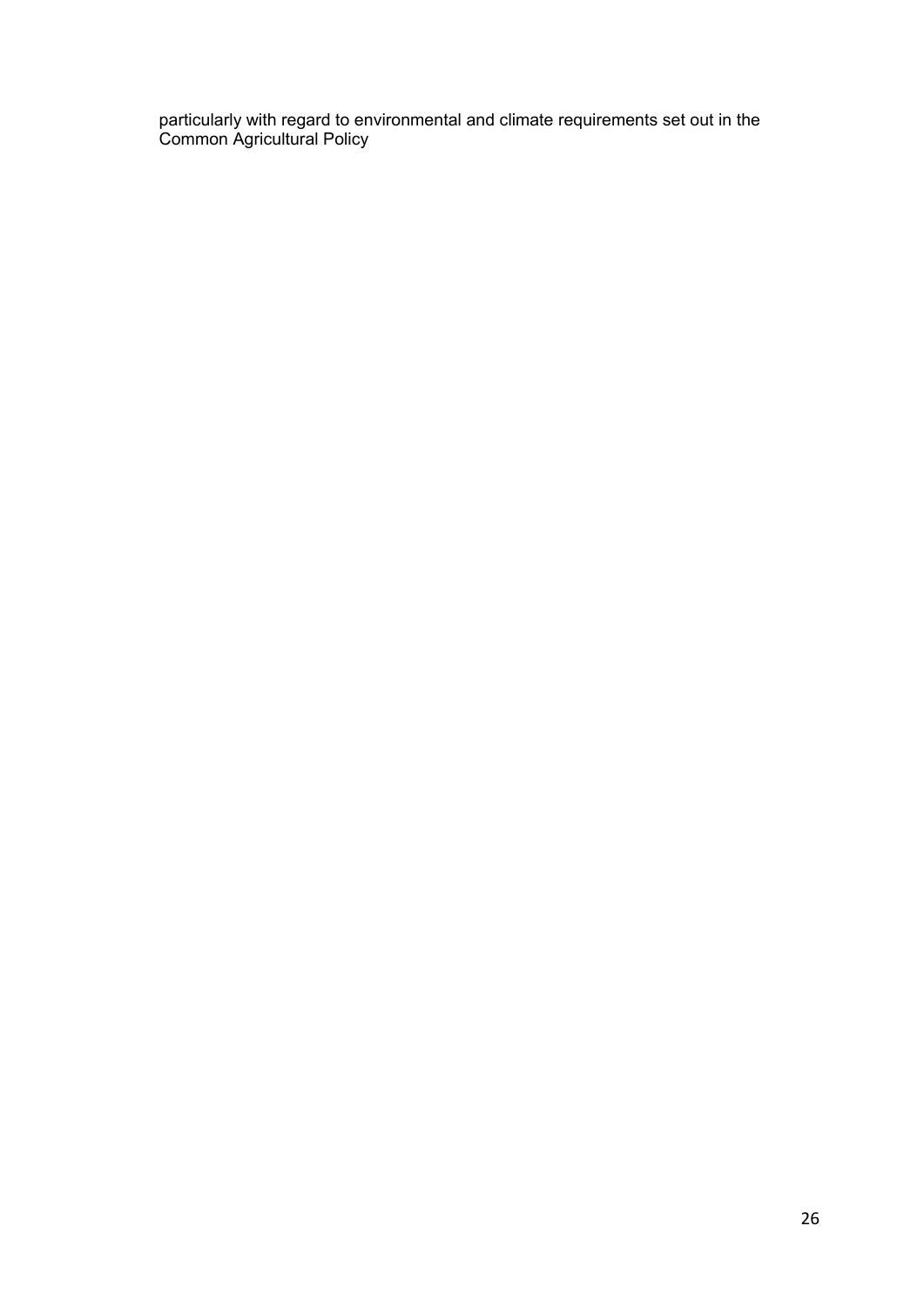particularly with regard to environmental and climate requirements set out in the Common Agricultural Policy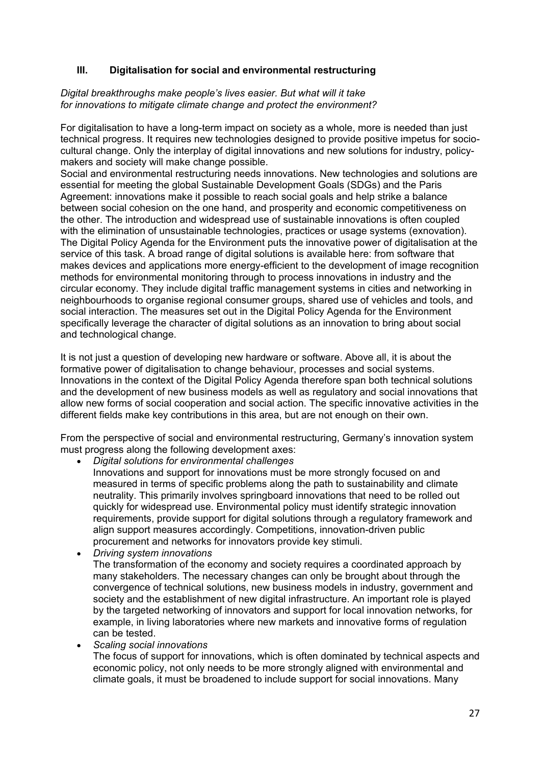## III. Digitalisation for social and environmental restructuring

*Digital breakthroughs make people's lives easier. But what will it take for innovations to mitigate climate change and protect the environment?*

For digitalisation to have a long-term impact on society as a whole, more is needed than just technical progress. It requires new technologies designed to provide positive impetus for socio-cultural change. Only the interplay of digital innovations and new solutions for industry, policy-makers and society will make change possible.
Social and environmental restructuring needs innovations. New technologies and solutions are essential for meeting the global Sustainable Development Goals (SDGs) and the Paris Agreement: innovations make it possible to reach social goals and help strike a balance between social cohesion on the one hand, and prosperity and economic competitiveness on the other. The introduction and widespread use of sustainable innovations is often coupled with the elimination of unsustainable technologies, practices or usage systems (exnovation). The Digital Policy Agenda for the Environment puts the innovative power of digitalisation at the service of this task. A broad range of digital solutions is available here: from software that makes devices and applications more energy-efficient to the development of image recognition methods for environmental monitoring through to process innovations in industry and the circular economy. They include digital traffic management systems in cities and networking in neighbourhoods to organise regional consumer groups, shared use of vehicles and tools, and social interaction. The measures set out in the Digital Policy Agenda for the Environment specifically leverage the character of digital solutions as an innovation to bring about social and technological change.

It is not just a question of developing new hardware or software. Above all, it is about the formative power of digitalisation to change behaviour, processes and social systems. Innovations in the context of the Digital Policy Agenda therefore span both technical solutions and the development of new business models as well as regulatory and social innovations that allow new forms of social cooperation and social action. The specific innovative activities in the different fields make key contributions in this area, but are not enough on their own.

From the perspective of social and environmental restructuring, Germany's innovation system must progress along the following development axes:

- *Digital solutions for environmental challenges*
  Innovations and support for innovations must be more strongly focused on and measured in terms of specific problems along the path to sustainability and climate neutrality. This primarily involves springboard innovations that need to be rolled out quickly for widespread use. Environmental policy must identify strategic innovation requirements, provide support for digital solutions through a regulatory framework and align support measures accordingly. Competitions, innovation-driven public procurement and networks for innovators provide key stimuli.
- *Driving system innovations*
  The transformation of the economy and society requires a coordinated approach by many stakeholders. The necessary changes can only be brought about through the convergence of technical solutions, new business models in industry, government and society and the establishment of new digital infrastructure. An important role is played by the targeted networking of innovators and support for local innovation networks, for example, in living laboratories where new markets and innovative forms of regulation can be tested.
- *Scaling social innovations*
  The focus of support for innovations, which is often dominated by technical aspects and economic policy, not only needs to be more strongly aligned with environmental and climate goals, it must be broadened to include support for social innovations. Many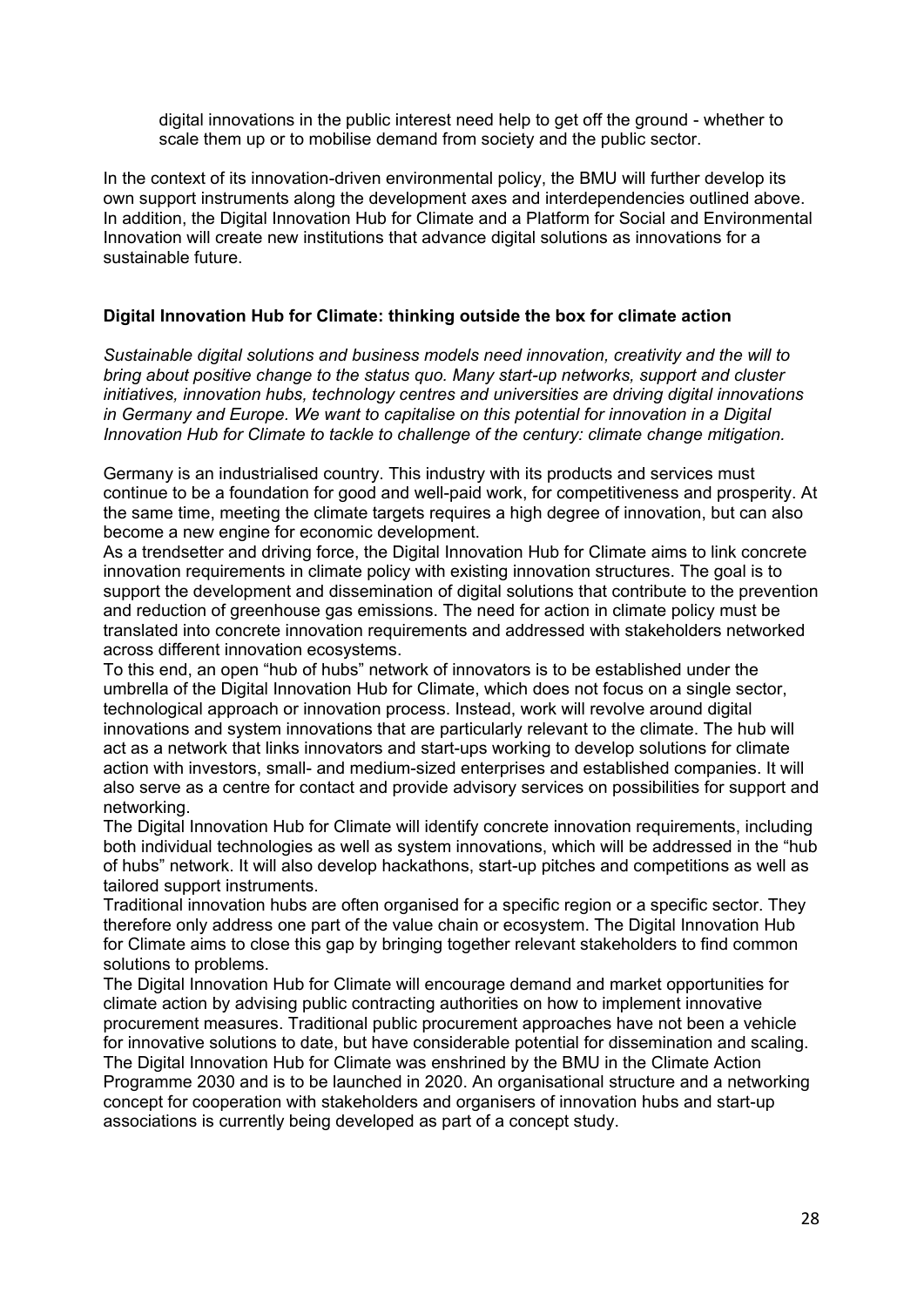digital innovations in the public interest need help to get off the ground - whether to scale them up or to mobilise demand from society and the public sector.

In the context of its innovation-driven environmental policy, the BMU will further develop its own support instruments along the development axes and interdependencies outlined above. In addition, the Digital Innovation Hub for Climate and a Platform for Social and Environmental Innovation will create new institutions that advance digital solutions as innovations for a sustainable future.

**Digital Innovation Hub for Climate: thinking outside the box for climate action**

*Sustainable digital solutions and business models need innovation, creativity and the will to bring about positive change to the status quo. Many start-up networks, support and cluster initiatives, innovation hubs, technology centres and universities are driving digital innovations in Germany and Europe. We want to capitalise on this potential for innovation in a Digital Innovation Hub for Climate to tackle to challenge of the century: climate change mitigation.*

Germany is an industrialised country. This industry with its products and services must continue to be a foundation for good and well-paid work, for competitiveness and prosperity. At the same time, meeting the climate targets requires a high degree of innovation, but can also become a new engine for economic development.

As a trendsetter and driving force, the Digital Innovation Hub for Climate aims to link concrete innovation requirements in climate policy with existing innovation structures. The goal is to support the development and dissemination of digital solutions that contribute to the prevention and reduction of greenhouse gas emissions. The need for action in climate policy must be translated into concrete innovation requirements and addressed with stakeholders networked across different innovation ecosystems.

To this end, an open "hub of hubs" network of innovators is to be established under the umbrella of the Digital Innovation Hub for Climate, which does not focus on a single sector, technological approach or innovation process. Instead, work will revolve around digital innovations and system innovations that are particularly relevant to the climate. The hub will act as a network that links innovators and start-ups working to develop solutions for climate action with investors, small- and medium-sized enterprises and established companies. It will also serve as a centre for contact and provide advisory services on possibilities for support and networking.

The Digital Innovation Hub for Climate will identify concrete innovation requirements, including both individual technologies as well as system innovations, which will be addressed in the "hub of hubs" network. It will also develop hackathons, start-up pitches and competitions as well as tailored support instruments.

Traditional innovation hubs are often organised for a specific region or a specific sector. They therefore only address one part of the value chain or ecosystem. The Digital Innovation Hub for Climate aims to close this gap by bringing together relevant stakeholders to find common solutions to problems.

The Digital Innovation Hub for Climate will encourage demand and market opportunities for climate action by advising public contracting authorities on how to implement innovative procurement measures. Traditional public procurement approaches have not been a vehicle for innovative solutions to date, but have considerable potential for dissemination and scaling.

The Digital Innovation Hub for Climate was enshrined by the BMU in the Climate Action Programme 2030 and is to be launched in 2020. An organisational structure and a networking concept for cooperation with stakeholders and organisers of innovation hubs and start-up associations is currently being developed as part of a concept study.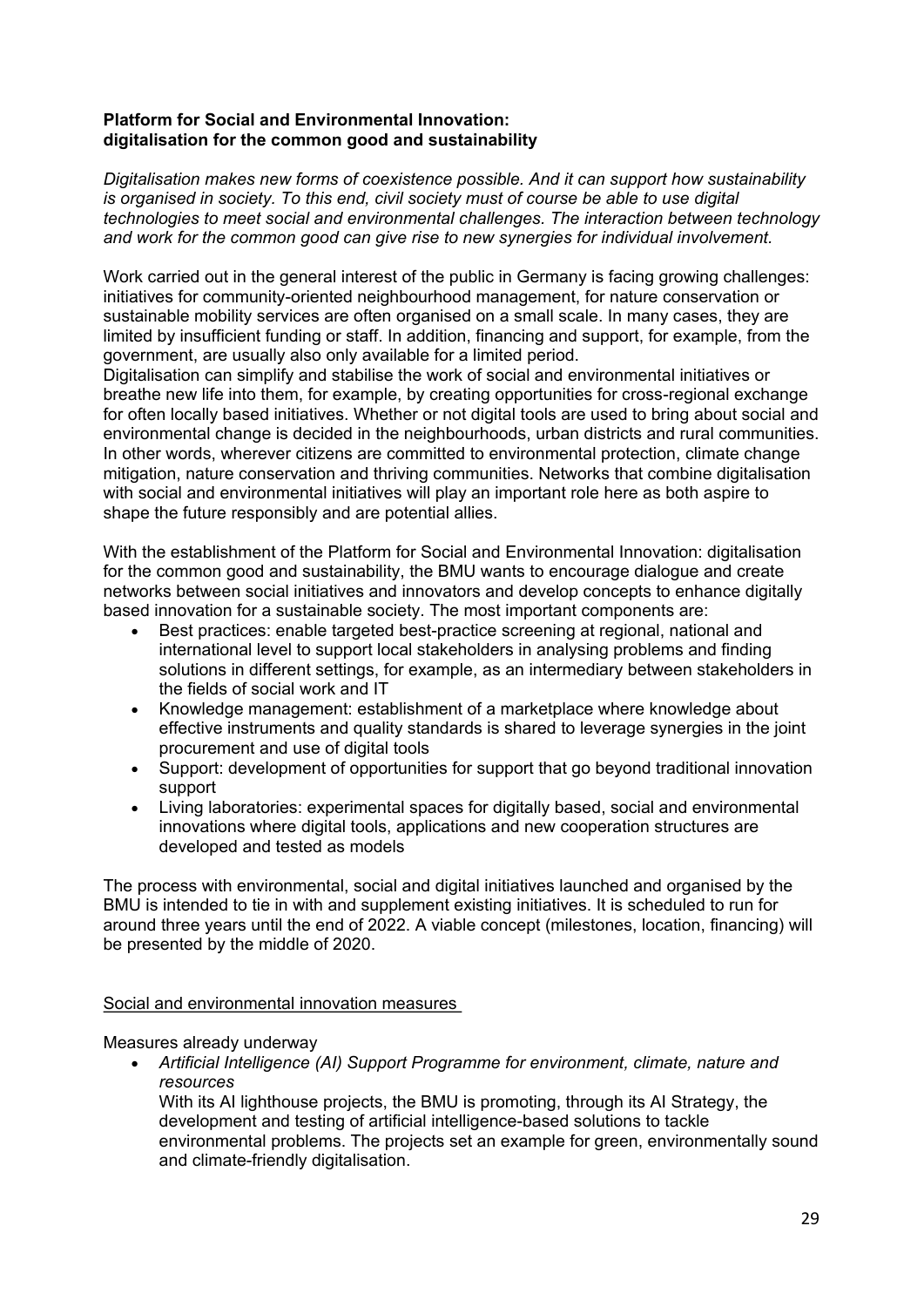**Platform for Social and Environmental Innovation:**
**digitalisation for the common good and sustainability**

*Digitalisation makes new forms of coexistence possible. And it can support how sustainability is organised in society. To this end, civil society must of course be able to use digital technologies to meet social and environmental challenges. The interaction between technology and work for the common good can give rise to new synergies for individual involvement.*

Work carried out in the general interest of the public in Germany is facing growing challenges: initiatives for community-oriented neighbourhood management, for nature conservation or sustainable mobility services are often organised on a small scale. In many cases, they are limited by insufficient funding or staff. In addition, financing and support, for example, from the government, are usually also only available for a limited period.
Digitalisation can simplify and stabilise the work of social and environmental initiatives or breathe new life into them, for example, by creating opportunities for cross-regional exchange for often locally based initiatives. Whether or not digital tools are used to bring about social and environmental change is decided in the neighbourhoods, urban districts and rural communities. In other words, wherever citizens are committed to environmental protection, climate change mitigation, nature conservation and thriving communities. Networks that combine digitalisation with social and environmental initiatives will play an important role here as both aspire to shape the future responsibly and are potential allies.

With the establishment of the Platform for Social and Environmental Innovation: digitalisation for the common good and sustainability, the BMU wants to encourage dialogue and create networks between social initiatives and innovators and develop concepts to enhance digitally based innovation for a sustainable society. The most important components are:

- Best practices: enable targeted best-practice screening at regional, national and international level to support local stakeholders in analysing problems and finding solutions in different settings, for example, as an intermediary between stakeholders in the fields of social work and IT
- Knowledge management: establishment of a marketplace where knowledge about effective instruments and quality standards is shared to leverage synergies in the joint procurement and use of digital tools
- Support: development of opportunities for support that go beyond traditional innovation support
- Living laboratories: experimental spaces for digitally based, social and environmental innovations where digital tools, applications and new cooperation structures are developed and tested as models

The process with environmental, social and digital initiatives launched and organised by the BMU is intended to tie in with and supplement existing initiatives. It is scheduled to run for around three years until the end of 2022. A viable concept (milestones, location, financing) will be presented by the middle of 2020.

<u>Social and environmental innovation measures</u>

Measures already underway

- *Artificial Intelligence (AI) Support Programme for environment, climate, nature and resources*
  With its AI lighthouse projects, the BMU is promoting, through its AI Strategy, the development and testing of artificial intelligence-based solutions to tackle environmental problems. The projects set an example for green, environmentally sound and climate-friendly digitalisation.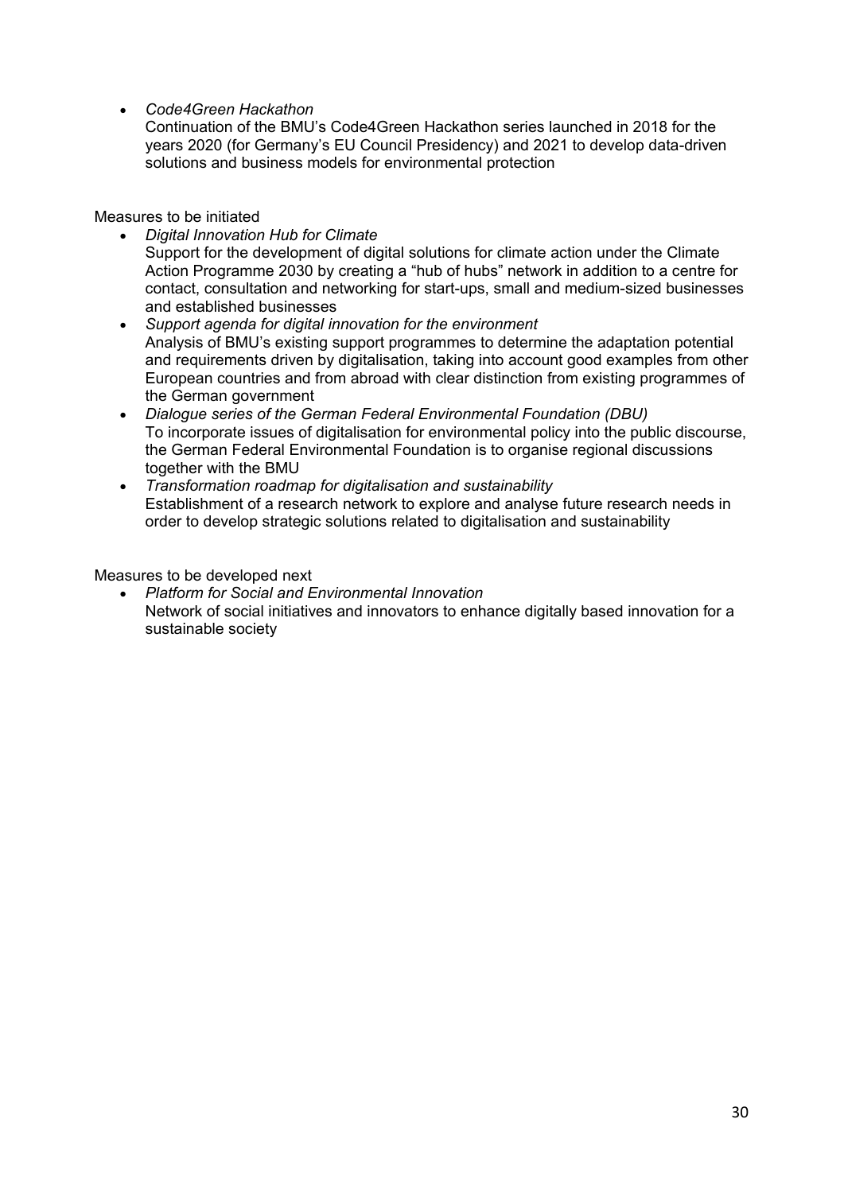- *Code4Green Hackathon*
  Continuation of the BMU's Code4Green Hackathon series launched in 2018 for the years 2020 (for Germany's EU Council Presidency) and 2021 to develop data-driven solutions and business models for environmental protection

Measures to be initiated

- *Digital Innovation Hub for Climate*
  Support for the development of digital solutions for climate action under the Climate Action Programme 2030 by creating a "hub of hubs" network in addition to a centre for contact, consultation and networking for start-ups, small and medium-sized businesses and established businesses
- *Support agenda for digital innovation for the environment*
  Analysis of BMU's existing support programmes to determine the adaptation potential and requirements driven by digitalisation, taking into account good examples from other European countries and from abroad with clear distinction from existing programmes of the German government
- *Dialogue series of the German Federal Environmental Foundation (DBU)*
  To incorporate issues of digitalisation for environmental policy into the public discourse, the German Federal Environmental Foundation is to organise regional discussions together with the BMU
- *Transformation roadmap for digitalisation and sustainability*
  Establishment of a research network to explore and analyse future research needs in order to develop strategic solutions related to digitalisation and sustainability

Measures to be developed next

- *Platform for Social and Environmental Innovation*
  Network of social initiatives and innovators to enhance digitally based innovation for a sustainable society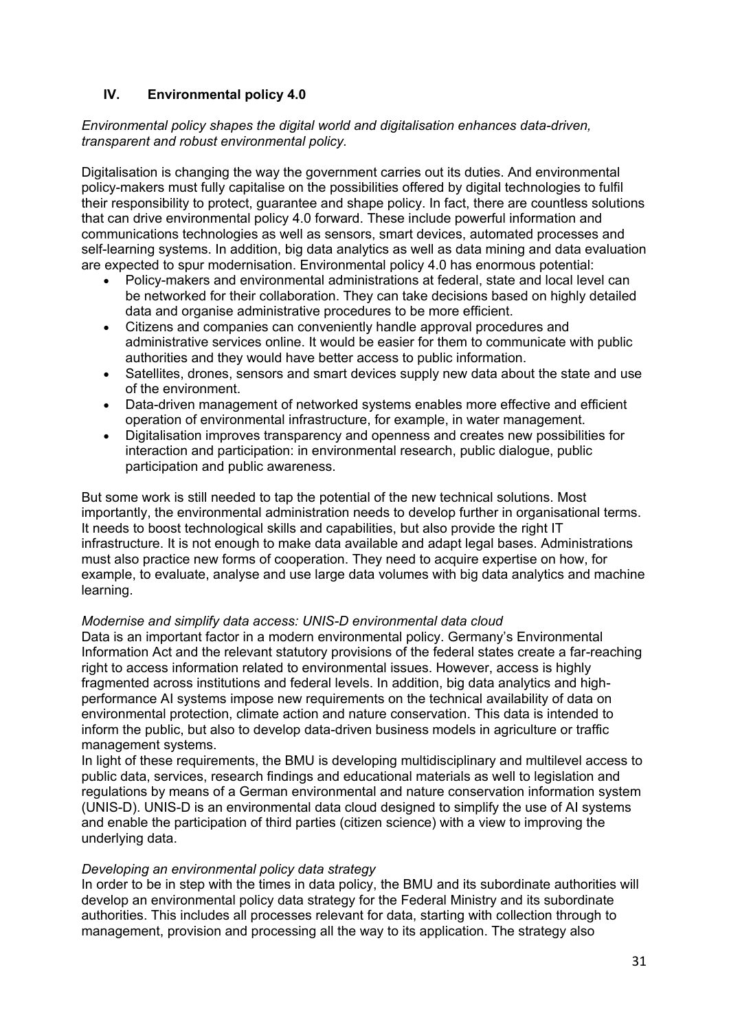## IV. Environmental policy 4.0

*Environmental policy shapes the digital world and digitalisation enhances data-driven, transparent and robust environmental policy.*

Digitalisation is changing the way the government carries out its duties. And environmental policy-makers must fully capitalise on the possibilities offered by digital technologies to fulfil their responsibility to protect, guarantee and shape policy. In fact, there are countless solutions that can drive environmental policy 4.0 forward. These include powerful information and communications technologies as well as sensors, smart devices, automated processes and self-learning systems. In addition, big data analytics as well as data mining and data evaluation are expected to spur modernisation. Environmental policy 4.0 has enormous potential:

- Policy-makers and environmental administrations at federal, state and local level can be networked for their collaboration. They can take decisions based on highly detailed data and organise administrative procedures to be more efficient.
- Citizens and companies can conveniently handle approval procedures and administrative services online. It would be easier for them to communicate with public authorities and they would have better access to public information.
- Satellites, drones, sensors and smart devices supply new data about the state and use of the environment.
- Data-driven management of networked systems enables more effective and efficient operation of environmental infrastructure, for example, in water management.
- Digitalisation improves transparency and openness and creates new possibilities for interaction and participation: in environmental research, public dialogue, public participation and public awareness.

But some work is still needed to tap the potential of the new technical solutions. Most importantly, the environmental administration needs to develop further in organisational terms. It needs to boost technological skills and capabilities, but also provide the right IT infrastructure. It is not enough to make data available and adapt legal bases. Administrations must also practice new forms of cooperation. They need to acquire expertise on how, for example, to evaluate, analyse and use large data volumes with big data analytics and machine learning.

*Modernise and simplify data access: UNIS-D environmental data cloud*

Data is an important factor in a modern environmental policy. Germany's Environmental Information Act and the relevant statutory provisions of the federal states create a far-reaching right to access information related to environmental issues. However, access is highly fragmented across institutions and federal levels. In addition, big data analytics and high-performance AI systems impose new requirements on the technical availability of data on environmental protection, climate action and nature conservation. This data is intended to inform the public, but also to develop data-driven business models in agriculture or traffic management systems.

In light of these requirements, the BMU is developing multidisciplinary and multilevel access to public data, services, research findings and educational materials as well to legislation and regulations by means of a German environmental and nature conservation information system (UNIS-D). UNIS-D is an environmental data cloud designed to simplify the use of AI systems and enable the participation of third parties (citizen science) with a view to improving the underlying data.

*Developing an environmental policy data strategy*

In order to be in step with the times in data policy, the BMU and its subordinate authorities will develop an environmental policy data strategy for the Federal Ministry and its subordinate authorities. This includes all processes relevant for data, starting with collection through to management, provision and processing all the way to its application. The strategy also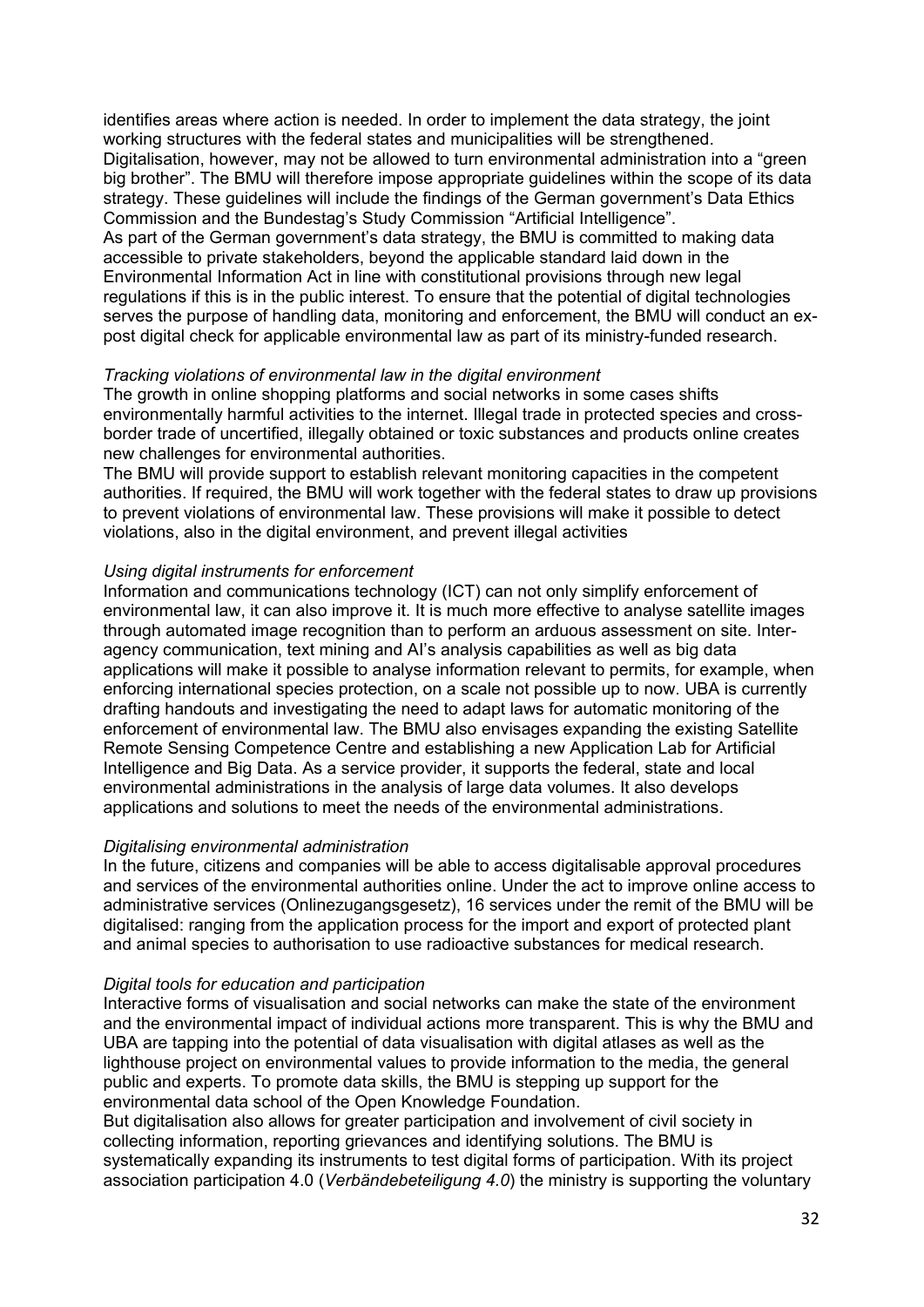identifies areas where action is needed. In order to implement the data strategy, the joint working structures with the federal states and municipalities will be strengthened. Digitalisation, however, may not be allowed to turn environmental administration into a "green big brother". The BMU will therefore impose appropriate guidelines within the scope of its data strategy. These guidelines will include the findings of the German government's Data Ethics Commission and the Bundestag's Study Commission "Artificial Intelligence".
As part of the German government's data strategy, the BMU is committed to making data accessible to private stakeholders, beyond the applicable standard laid down in the Environmental Information Act in line with constitutional provisions through new legal regulations if this is in the public interest. To ensure that the potential of digital technologies serves the purpose of handling data, monitoring and enforcement, the BMU will conduct an ex-post digital check for applicable environmental law as part of its ministry-funded research.

*Tracking violations of environmental law in the digital environment*

The growth in online shopping platforms and social networks in some cases shifts environmentally harmful activities to the internet. Illegal trade in protected species and cross-border trade of uncertified, illegally obtained or toxic substances and products online creates new challenges for environmental authorities.
The BMU will provide support to establish relevant monitoring capacities in the competent authorities. If required, the BMU will work together with the federal states to draw up provisions to prevent violations of environmental law. These provisions will make it possible to detect violations, also in the digital environment, and prevent illegal activities

*Using digital instruments for enforcement*

Information and communications technology (ICT) can not only simplify enforcement of environmental law, it can also improve it. It is much more effective to analyse satellite images through automated image recognition than to perform an arduous assessment on site. Inter-agency communication, text mining and AI's analysis capabilities as well as big data applications will make it possible to analyse information relevant to permits, for example, when enforcing international species protection, on a scale not possible up to now. UBA is currently drafting handouts and investigating the need to adapt laws for automatic monitoring of the enforcement of environmental law. The BMU also envisages expanding the existing Satellite Remote Sensing Competence Centre and establishing a new Application Lab for Artificial Intelligence and Big Data. As a service provider, it supports the federal, state and local environmental administrations in the analysis of large data volumes. It also develops applications and solutions to meet the needs of the environmental administrations.

*Digitalising environmental administration*

In the future, citizens and companies will be able to access digitalisable approval procedures and services of the environmental authorities online. Under the act to improve online access to administrative services (Onlinezugangsgesetz), 16 services under the remit of the BMU will be digitalised: ranging from the application process for the import and export of protected plant and animal species to authorisation to use radioactive substances for medical research.

*Digital tools for education and participation*

Interactive forms of visualisation and social networks can make the state of the environment and the environmental impact of individual actions more transparent. This is why the BMU and UBA are tapping into the potential of data visualisation with digital atlases as well as the lighthouse project on environmental values to provide information to the media, the general public and experts. To promote data skills, the BMU is stepping up support for the environmental data school of the Open Knowledge Foundation.
But digitalisation also allows for greater participation and involvement of civil society in collecting information, reporting grievances and identifying solutions. The BMU is systematically expanding its instruments to test digital forms of participation. With its project association participation 4.0 (*Verbändebeteiligung 4.0*) the ministry is supporting the voluntary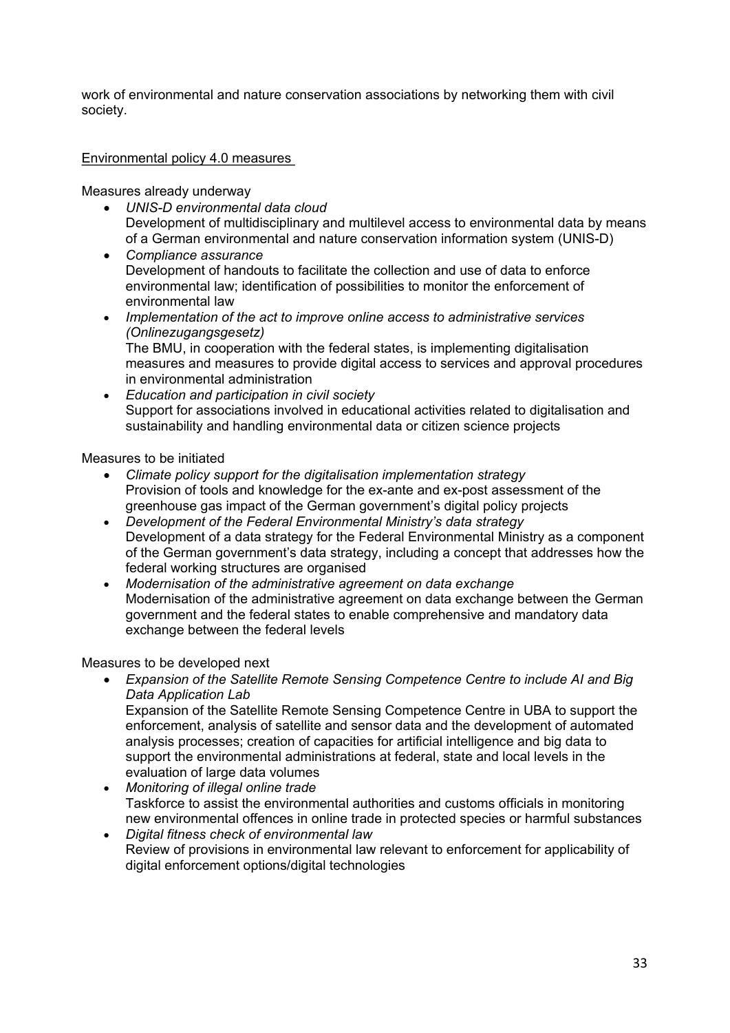work of environmental and nature conservation associations by networking them with civil society.

Environmental policy 4.0 measures

Measures already underway

- *UNIS-D environmental data cloud*
  Development of multidisciplinary and multilevel access to environmental data by means of a German environmental and nature conservation information system (UNIS-D)
- *Compliance assurance*
  Development of handouts to facilitate the collection and use of data to enforce environmental law; identification of possibilities to monitor the enforcement of environmental law
- *Implementation of the act to improve online access to administrative services (Onlinezugangsgesetz)*
  The BMU, in cooperation with the federal states, is implementing digitalisation measures and measures to provide digital access to services and approval procedures in environmental administration
- *Education and participation in civil society*
  Support for associations involved in educational activities related to digitalisation and sustainability and handling environmental data or citizen science projects

Measures to be initiated

- *Climate policy support for the digitalisation implementation strategy*
  Provision of tools and knowledge for the ex-ante and ex-post assessment of the greenhouse gas impact of the German government's digital policy projects
- *Development of the Federal Environmental Ministry's data strategy*
  Development of a data strategy for the Federal Environmental Ministry as a component of the German government's data strategy, including a concept that addresses how the federal working structures are organised
- *Modernisation of the administrative agreement on data exchange*
  Modernisation of the administrative agreement on data exchange between the German government and the federal states to enable comprehensive and mandatory data exchange between the federal levels

Measures to be developed next

- *Expansion of the Satellite Remote Sensing Competence Centre to include AI and Big Data Application Lab*
  Expansion of the Satellite Remote Sensing Competence Centre in UBA to support the enforcement, analysis of satellite and sensor data and the development of automated analysis processes; creation of capacities for artificial intelligence and big data to support the environmental administrations at federal, state and local levels in the evaluation of large data volumes
- *Monitoring of illegal online trade*
  Taskforce to assist the environmental authorities and customs officials in monitoring new environmental offences in online trade in protected species or harmful substances
- *Digital fitness check of environmental law*
  Review of provisions in environmental law relevant to enforcement for applicability of digital enforcement options/digital technologies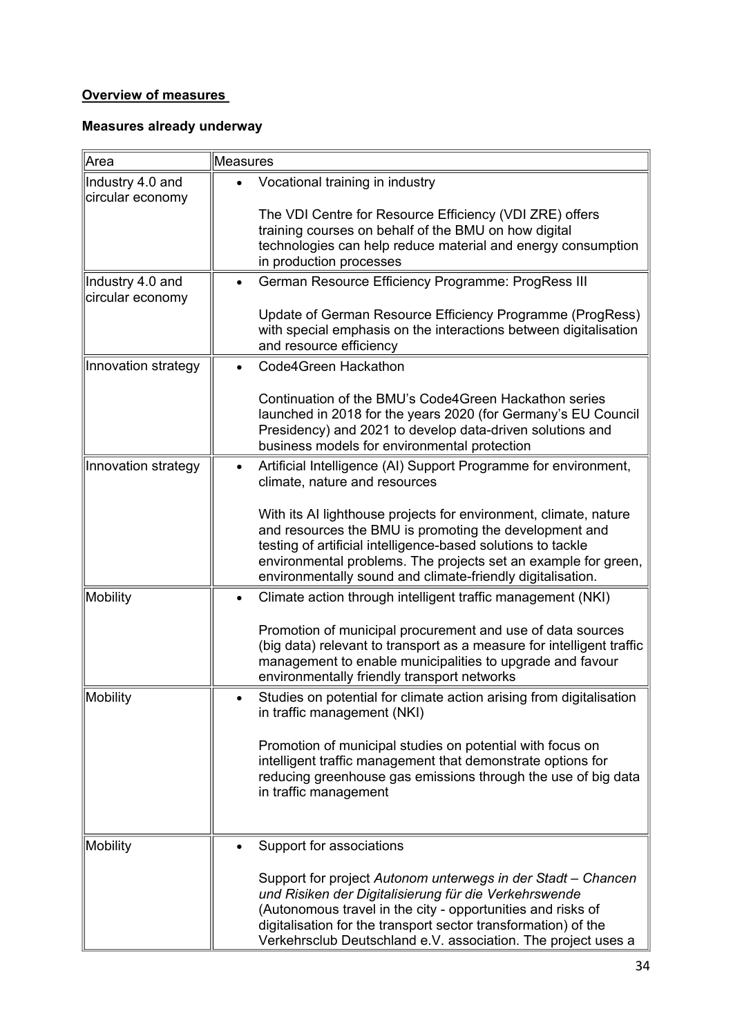**Overview of measures**

**Measures already underway**

| Area | Measures |
|---|---|
| Industry 4.0 and circular economy | • Vocational training in industry<br><br>The VDI Centre for Resource Efficiency (VDI ZRE) offers training courses on behalf of the BMU on how digital technologies can help reduce material and energy consumption in production processes |
| Industry 4.0 and circular economy | • German Resource Efficiency Programme: ProgRess III<br><br>Update of German Resource Efficiency Programme (ProgRess) with special emphasis on the interactions between digitalisation and resource efficiency |
| Innovation strategy | • Code4Green Hackathon<br><br>Continuation of the BMU's Code4Green Hackathon series launched in 2018 for the years 2020 (for Germany's EU Council Presidency) and 2021 to develop data-driven solutions and business models for environmental protection |
| Innovation strategy | • Artificial Intelligence (AI) Support Programme for environment, climate, nature and resources<br><br>With its AI lighthouse projects for environment, climate, nature and resources the BMU is promoting the development and testing of artificial intelligence-based solutions to tackle environmental problems. The projects set an example for green, environmentally sound and climate-friendly digitalisation. |
| Mobility | • Climate action through intelligent traffic management (NKI)<br><br>Promotion of municipal procurement and use of data sources (big data) relevant to transport as a measure for intelligent traffic management to enable municipalities to upgrade and favour environmentally friendly transport networks |
| Mobility | • Studies on potential for climate action arising from digitalisation in traffic management (NKI)<br><br>Promotion of municipal studies on potential with focus on intelligent traffic management that demonstrate options for reducing greenhouse gas emissions through the use of big data in traffic management |
| Mobility | • Support for associations<br><br>Support for project *Autonom unterwegs in der Stadt – Chancen und Risiken der Digitalisierung für die Verkehrswende* (Autonomous travel in the city - opportunities and risks of digitalisation for the transport sector transformation) of the Verkehrsclub Deutschland e.V. association. The project uses a |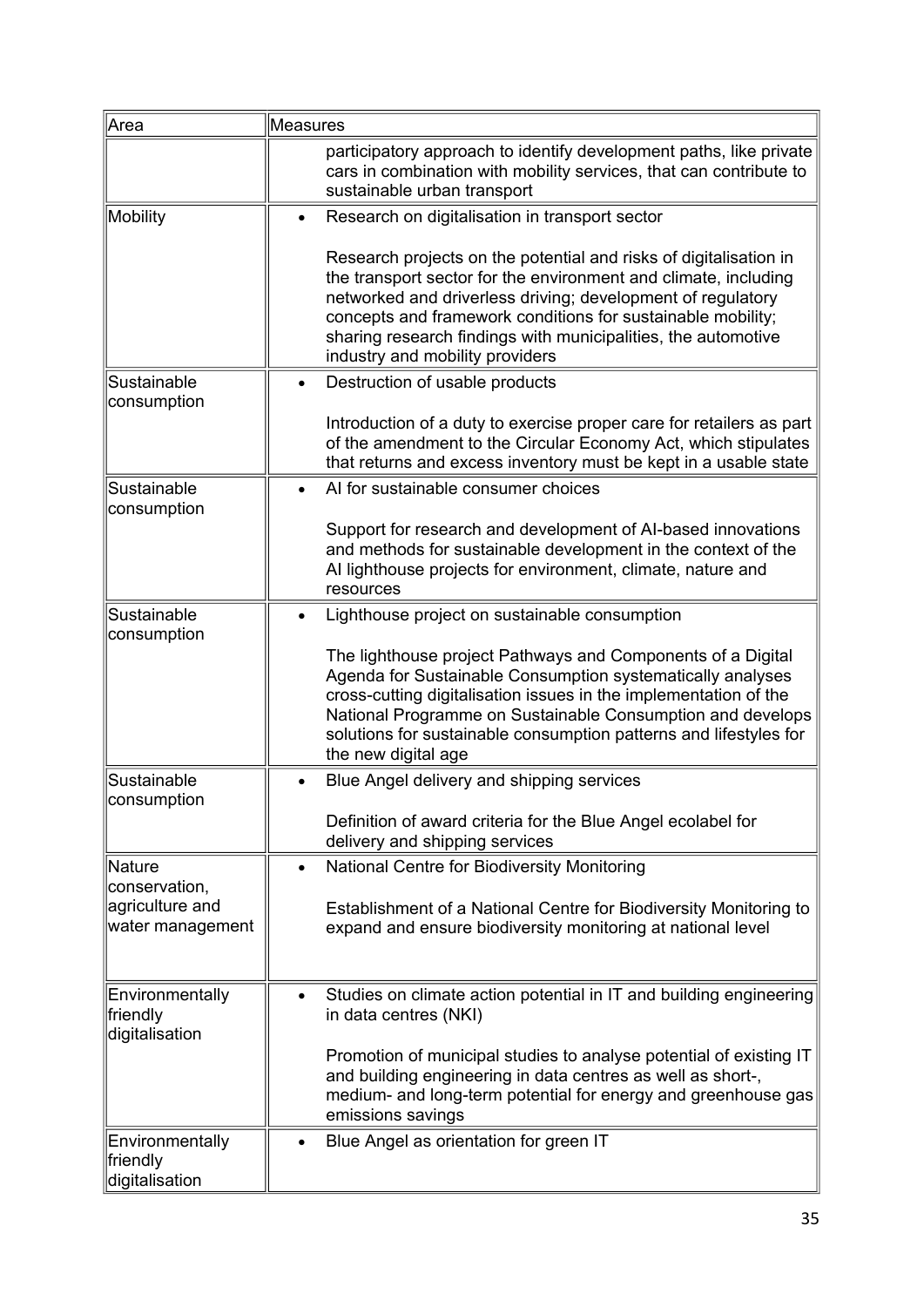| Area | Measures |
|---|---|
| | participatory approach to identify development paths, like private cars in combination with mobility services, that can contribute to sustainable urban transport |
| Mobility | • Research on digitalisation in transport sector<br><br>Research projects on the potential and risks of digitalisation in the transport sector for the environment and climate, including networked and driverless driving; development of regulatory concepts and framework conditions for sustainable mobility; sharing research findings with municipalities, the automotive industry and mobility providers |
| Sustainable consumption | • Destruction of usable products<br><br>Introduction of a duty to exercise proper care for retailers as part of the amendment to the Circular Economy Act, which stipulates that returns and excess inventory must be kept in a usable state |
| Sustainable consumption | • AI for sustainable consumer choices<br><br>Support for research and development of AI-based innovations and methods for sustainable development in the context of the AI lighthouse projects for environment, climate, nature and resources |
| Sustainable consumption | • Lighthouse project on sustainable consumption<br><br>The lighthouse project Pathways and Components of a Digital Agenda for Sustainable Consumption systematically analyses cross-cutting digitalisation issues in the implementation of the National Programme on Sustainable Consumption and develops solutions for sustainable consumption patterns and lifestyles for the new digital age |
| Sustainable consumption | • Blue Angel delivery and shipping services<br><br>Definition of award criteria for the Blue Angel ecolabel for delivery and shipping services |
| Nature conservation, agriculture and water management | • National Centre for Biodiversity Monitoring<br><br>Establishment of a National Centre for Biodiversity Monitoring to expand and ensure biodiversity monitoring at national level |
| Environmentally friendly digitalisation | • Studies on climate action potential in IT and building engineering in data centres (NKI)<br><br>Promotion of municipal studies to analyse potential of existing IT and building engineering in data centres as well as short-, medium- and long-term potential for energy and greenhouse gas emissions savings |
| Environmentally friendly digitalisation | • Blue Angel as orientation for green IT |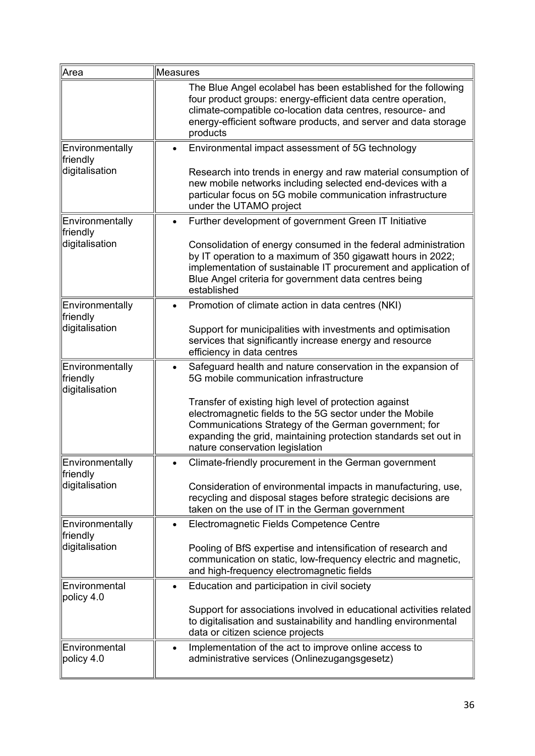| Area | Measures |
| --- | --- |
| | The Blue Angel ecolabel has been established for the following four product groups: energy-efficient data centre operation, climate-compatible co-location data centres, resource- and energy-efficient software products, and server and data storage products |
| Environmentally friendly digitalisation | • Environmental impact assessment of 5G technology<br><br>Research into trends in energy and raw material consumption of new mobile networks including selected end-devices with a particular focus on 5G mobile communication infrastructure under the UTAMO project |
| Environmentally friendly digitalisation | • Further development of government Green IT Initiative<br><br>Consolidation of energy consumed in the federal administration by IT operation to a maximum of 350 gigawatt hours in 2022; implementation of sustainable IT procurement and application of Blue Angel criteria for government data centres being established |
| Environmentally friendly digitalisation | • Promotion of climate action in data centres (NKI)<br><br>Support for municipalities with investments and optimisation services that significantly increase energy and resource efficiency in data centres |
| Environmentally friendly digitalisation | • Safeguard health and nature conservation in the expansion of 5G mobile communication infrastructure<br><br>Transfer of existing high level of protection against electromagnetic fields to the 5G sector under the Mobile Communications Strategy of the German government; for expanding the grid, maintaining protection standards set out in nature conservation legislation |
| Environmentally friendly digitalisation | • Climate-friendly procurement in the German government<br><br>Consideration of environmental impacts in manufacturing, use, recycling and disposal stages before strategic decisions are taken on the use of IT in the German government |
| Environmentally friendly digitalisation | • Electromagnetic Fields Competence Centre<br><br>Pooling of BfS expertise and intensification of research and communication on static, low-frequency electric and magnetic, and high-frequency electromagnetic fields |
| Environmental policy 4.0 | • Education and participation in civil society<br><br>Support for associations involved in educational activities related to digitalisation and sustainability and handling environmental data or citizen science projects |
| Environmental policy 4.0 | • Implementation of the act to improve online access to administrative services (Onlinezugangsgesetz) |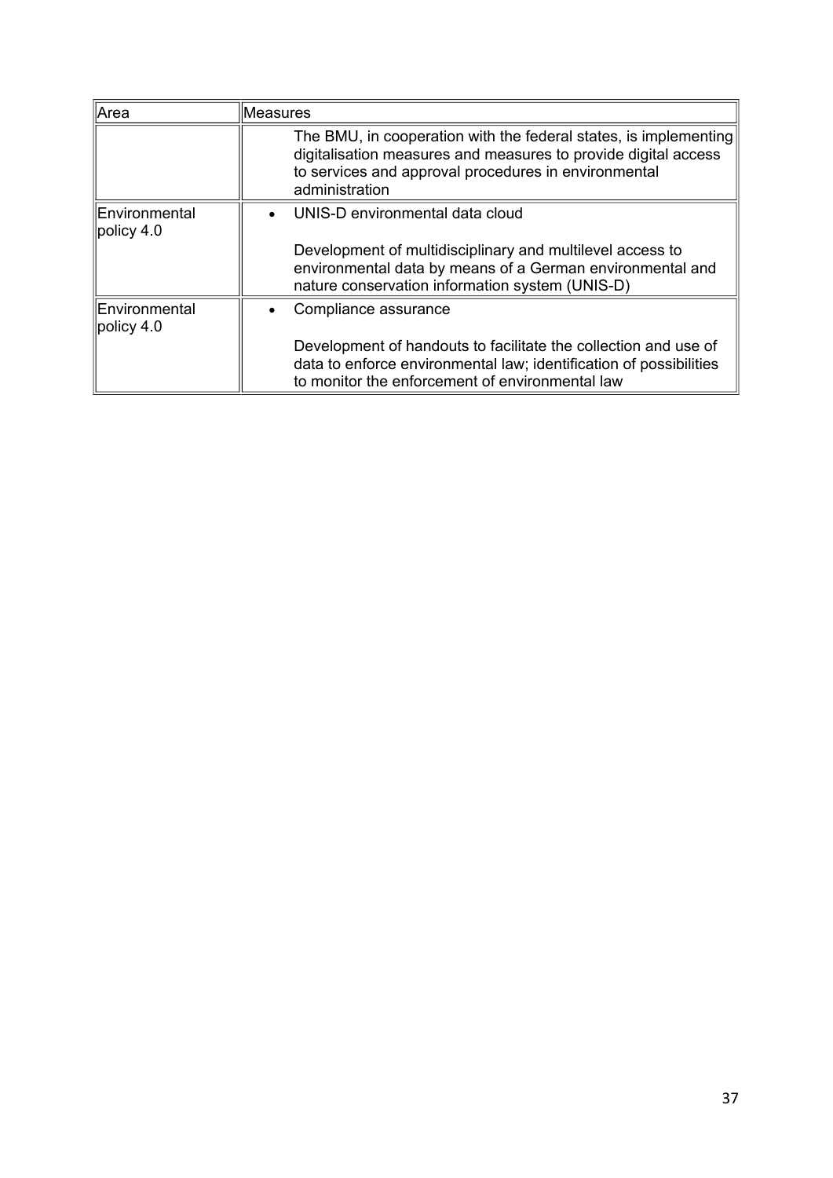| Area | Measures |
|---|---|
| | The BMU, in cooperation with the federal states, is implementing digitalisation measures and measures to provide digital access to services and approval procedures in environmental administration |
| Environmental policy 4.0 | • UNIS-D environmental data cloud<br><br>Development of multidisciplinary and multilevel access to environmental data by means of a German environmental and nature conservation information system (UNIS-D) |
| Environmental policy 4.0 | • Compliance assurance<br><br>Development of handouts to facilitate the collection and use of data to enforce environmental law; identification of possibilities to monitor the enforcement of environmental law |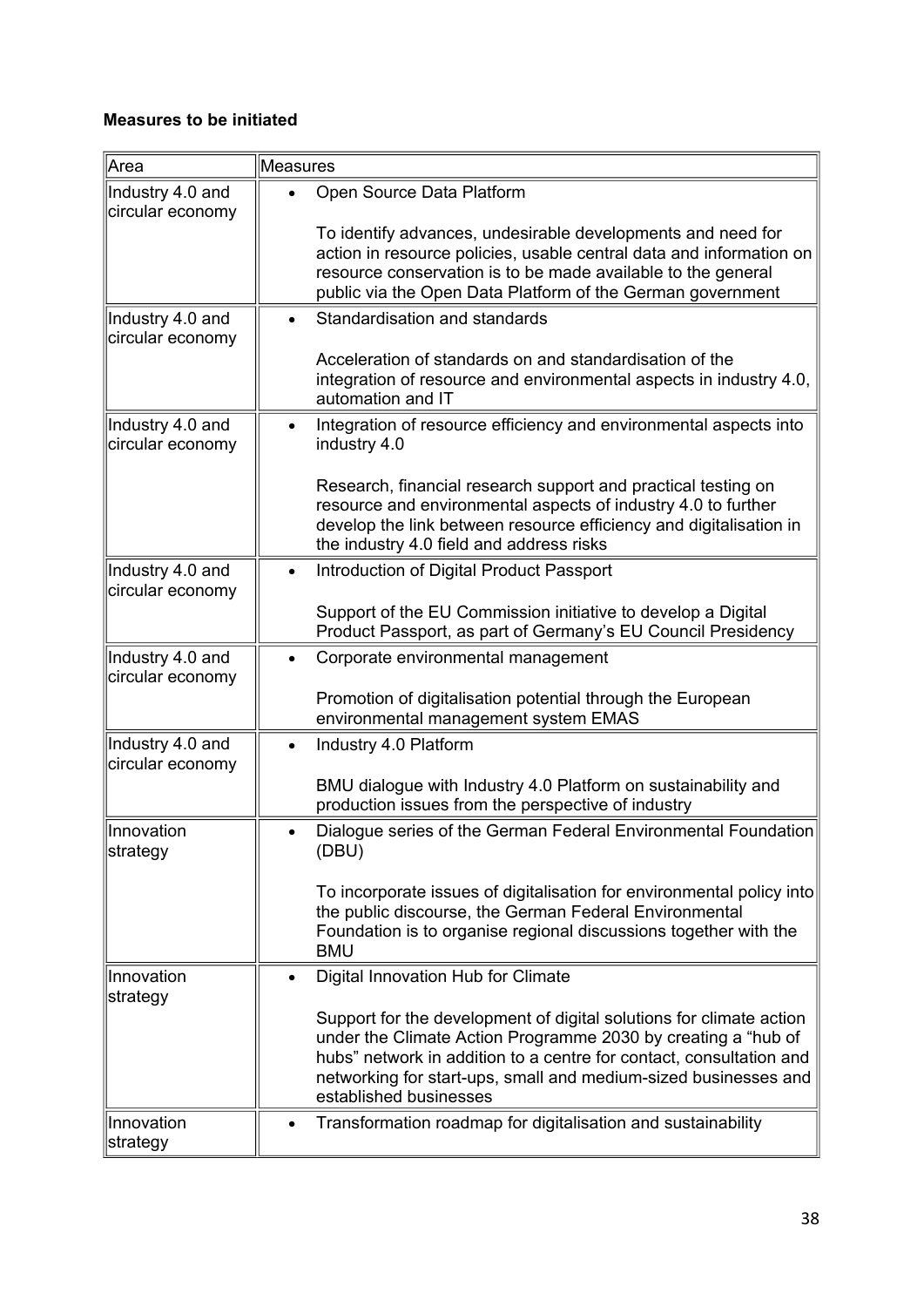**Measures to be initiated**

| Area | Measures |
| --- | --- |
| Industry 4.0 and circular economy | • Open Source Data Platform<br><br>To identify advances, undesirable developments and need for action in resource policies, usable central data and information on resource conservation is to be made available to the general public via the Open Data Platform of the German government |
| Industry 4.0 and circular economy | • Standardisation and standards<br><br>Acceleration of standards on and standardisation of the integration of resource and environmental aspects in industry 4.0, automation and IT |
| Industry 4.0 and circular economy | • Integration of resource efficiency and environmental aspects into industry 4.0<br><br>Research, financial research support and practical testing on resource and environmental aspects of industry 4.0 to further develop the link between resource efficiency and digitalisation in the industry 4.0 field and address risks |
| Industry 4.0 and circular economy | • Introduction of Digital Product Passport<br><br>Support of the EU Commission initiative to develop a Digital Product Passport, as part of Germany's EU Council Presidency |
| Industry 4.0 and circular economy | • Corporate environmental management<br><br>Promotion of digitalisation potential through the European environmental management system EMAS |
| Industry 4.0 and circular economy | • Industry 4.0 Platform<br><br>BMU dialogue with Industry 4.0 Platform on sustainability and production issues from the perspective of industry |
| Innovation strategy | • Dialogue series of the German Federal Environmental Foundation (DBU)<br><br>To incorporate issues of digitalisation for environmental policy into the public discourse, the German Federal Environmental Foundation is to organise regional discussions together with the BMU |
| Innovation strategy | • Digital Innovation Hub for Climate<br><br>Support for the development of digital solutions for climate action under the Climate Action Programme 2030 by creating a "hub of hubs" network in addition to a centre for contact, consultation and networking for start-ups, small and medium-sized businesses and established businesses |
| Innovation strategy | • Transformation roadmap for digitalisation and sustainability |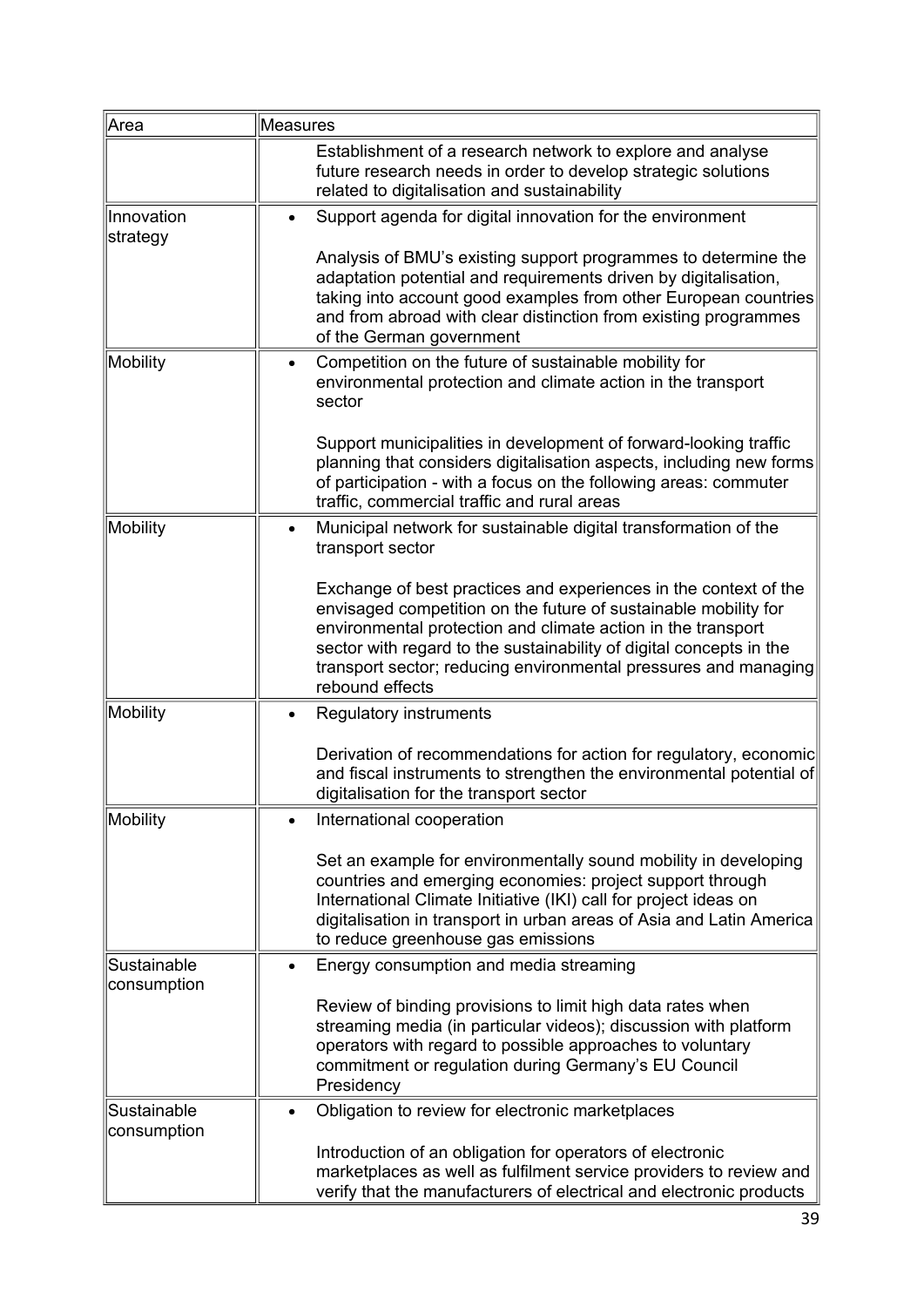| Area | Measures |
|---|---|
| | Establishment of a research network to explore and analyse future research needs in order to develop strategic solutions related to digitalisation and sustainability |
| Innovation strategy | • Support agenda for digital innovation for the environment<br><br>Analysis of BMU's existing support programmes to determine the adaptation potential and requirements driven by digitalisation, taking into account good examples from other European countries and from abroad with clear distinction from existing programmes of the German government |
| Mobility | • Competition on the future of sustainable mobility for environmental protection and climate action in the transport sector<br><br>Support municipalities in development of forward-looking traffic planning that considers digitalisation aspects, including new forms of participation - with a focus on the following areas: commuter traffic, commercial traffic and rural areas |
| Mobility | • Municipal network for sustainable digital transformation of the transport sector<br><br>Exchange of best practices and experiences in the context of the envisaged competition on the future of sustainable mobility for environmental protection and climate action in the transport sector with regard to the sustainability of digital concepts in the transport sector; reducing environmental pressures and managing rebound effects |
| Mobility | • Regulatory instruments<br><br>Derivation of recommendations for action for regulatory, economic and fiscal instruments to strengthen the environmental potential of digitalisation for the transport sector |
| Mobility | • International cooperation<br><br>Set an example for environmentally sound mobility in developing countries and emerging economies: project support through International Climate Initiative (IKI) call for project ideas on digitalisation in transport in urban areas of Asia and Latin America to reduce greenhouse gas emissions |
| Sustainable consumption | • Energy consumption and media streaming<br><br>Review of binding provisions to limit high data rates when streaming media (in particular videos); discussion with platform operators with regard to possible approaches to voluntary commitment or regulation during Germany's EU Council Presidency |
| Sustainable consumption | • Obligation to review for electronic marketplaces<br><br>Introduction of an obligation for operators of electronic marketplaces as well as fulfilment service providers to review and verify that the manufacturers of electrical and electronic products |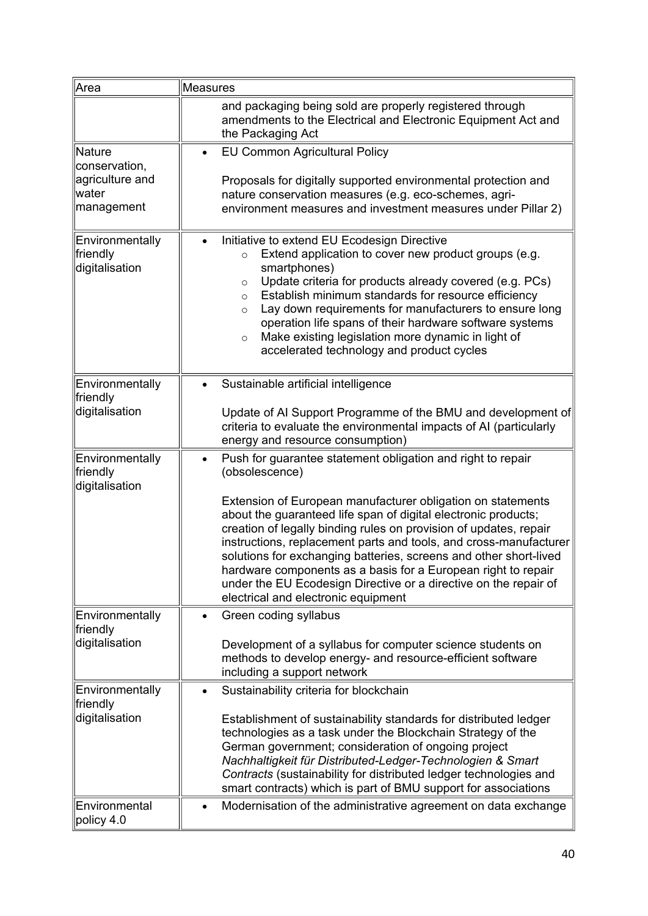| Area | Measures |
| --- | --- |
| | and packaging being sold are properly registered through amendments to the Electrical and Electronic Equipment Act and the Packaging Act |
| Nature conservation, agriculture and water management | • EU Common Agricultural Policy<br><br>Proposals for digitally supported environmental protection and nature conservation measures (e.g. eco-schemes, agri-environment measures and investment measures under Pillar 2) |
| Environmentally friendly digitalisation | • Initiative to extend EU Ecodesign Directive<br>  ○ Extend application to cover new product groups (e.g. smartphones)<br>  ○ Update criteria for products already covered (e.g. PCs)<br>  ○ Establish minimum standards for resource efficiency<br>  ○ Lay down requirements for manufacturers to ensure long operation life spans of their hardware software systems<br>  ○ Make existing legislation more dynamic in light of accelerated technology and product cycles |
| Environmentally friendly digitalisation | • Sustainable artificial intelligence<br><br>Update of AI Support Programme of the BMU and development of criteria to evaluate the environmental impacts of AI (particularly energy and resource consumption) |
| Environmentally friendly digitalisation | • Push for guarantee statement obligation and right to repair (obsolescence)<br><br>Extension of European manufacturer obligation on statements about the guaranteed life span of digital electronic products; creation of legally binding rules on provision of updates, repair instructions, replacement parts and tools, and cross-manufacturer solutions for exchanging batteries, screens and other short-lived hardware components as a basis for a European right to repair under the EU Ecodesign Directive or a directive on the repair of electrical and electronic equipment |
| Environmentally friendly digitalisation | • Green coding syllabus<br><br>Development of a syllabus for computer science students on methods to develop energy- and resource-efficient software including a support network |
| Environmentally friendly digitalisation | • Sustainability criteria for blockchain<br><br>Establishment of sustainability standards for distributed ledger technologies as a task under the Blockchain Strategy of the German government; consideration of ongoing project *Nachhaltigkeit für Distributed-Ledger-Technologien & Smart Contracts* (sustainability for distributed ledger technologies and smart contracts) which is part of BMU support for associations |
| Environmental policy 4.0 | • Modernisation of the administrative agreement on data exchange |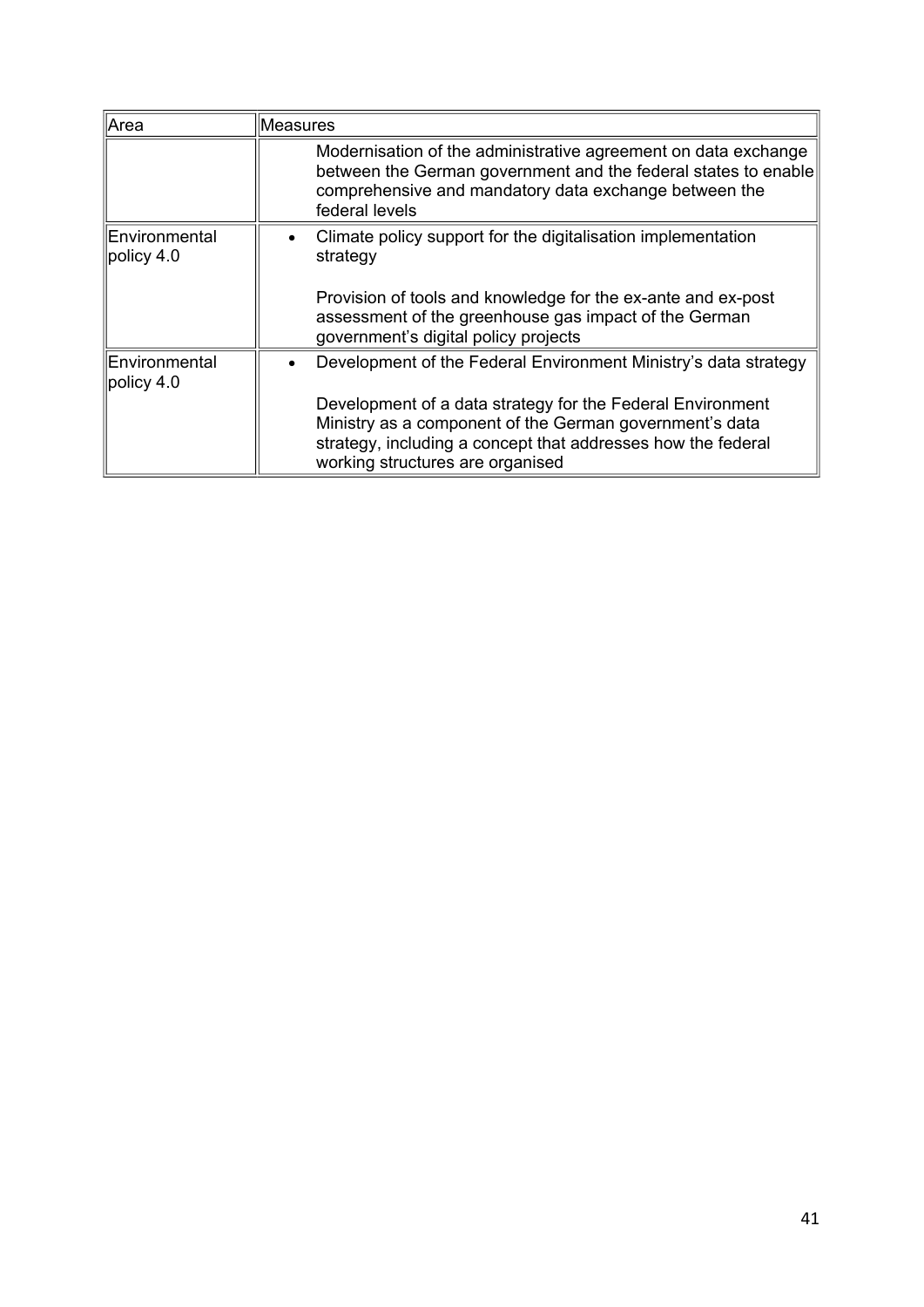| Area | Measures |
| --- | --- |
| | Modernisation of the administrative agreement on data exchange between the German government and the federal states to enable comprehensive and mandatory data exchange between the federal levels |
| Environmental policy 4.0 | • Climate policy support for the digitalisation implementation strategy<br><br>Provision of tools and knowledge for the ex-ante and ex-post assessment of the greenhouse gas impact of the German government's digital policy projects |
| Environmental policy 4.0 | • Development of the Federal Environment Ministry's data strategy<br><br>Development of a data strategy for the Federal Environment Ministry as a component of the German government's data strategy, including a concept that addresses how the federal working structures are organised |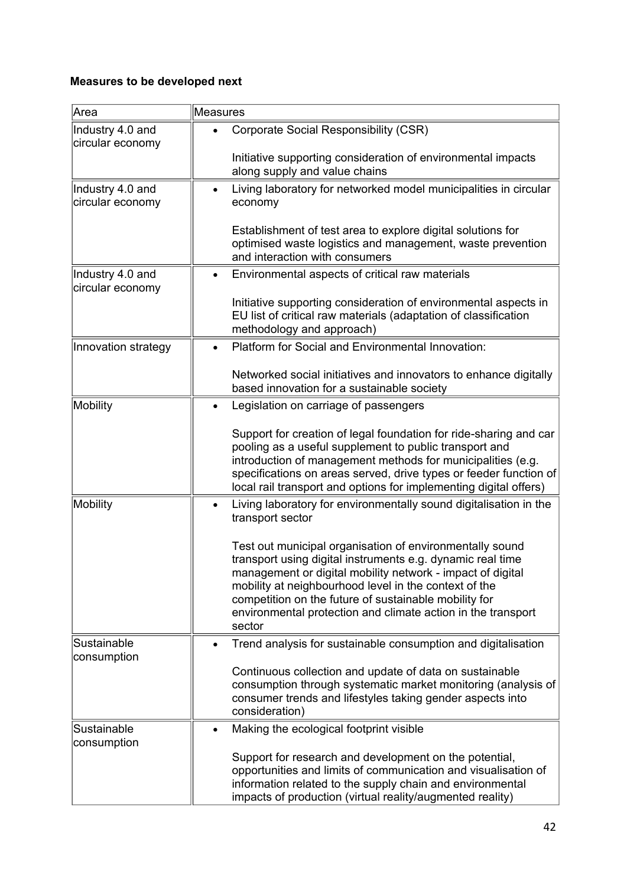**Measures to be developed next**

| Area | Measures |
| --- | --- |
| Industry 4.0 and circular economy | • Corporate Social Responsibility (CSR)<br><br>Initiative supporting consideration of environmental impacts along supply and value chains |
| Industry 4.0 and circular economy | • Living laboratory for networked model municipalities in circular economy<br><br>Establishment of test area to explore digital solutions for optimised waste logistics and management, waste prevention and interaction with consumers |
| Industry 4.0 and circular economy | • Environmental aspects of critical raw materials<br><br>Initiative supporting consideration of environmental aspects in EU list of critical raw materials (adaptation of classification methodology and approach) |
| Innovation strategy | • Platform for Social and Environmental Innovation:<br><br>Networked social initiatives and innovators to enhance digitally based innovation for a sustainable society |
| Mobility | • Legislation on carriage of passengers<br><br>Support for creation of legal foundation for ride-sharing and car pooling as a useful supplement to public transport and introduction of management methods for municipalities (e.g. specifications on areas served, drive types or feeder function of local rail transport and options for implementing digital offers) |
| Mobility | • Living laboratory for environmentally sound digitalisation in the transport sector<br><br>Test out municipal organisation of environmentally sound transport using digital instruments e.g. dynamic real time management or digital mobility network - impact of digital mobility at neighbourhood level in the context of the competition on the future of sustainable mobility for environmental protection and climate action in the transport sector |
| Sustainable consumption | • Trend analysis for sustainable consumption and digitalisation<br><br>Continuous collection and update of data on sustainable consumption through systematic market monitoring (analysis of consumer trends and lifestyles taking gender aspects into consideration) |
| Sustainable consumption | • Making the ecological footprint visible<br><br>Support for research and development on the potential, opportunities and limits of communication and visualisation of information related to the supply chain and environmental impacts of production (virtual reality/augmented reality) |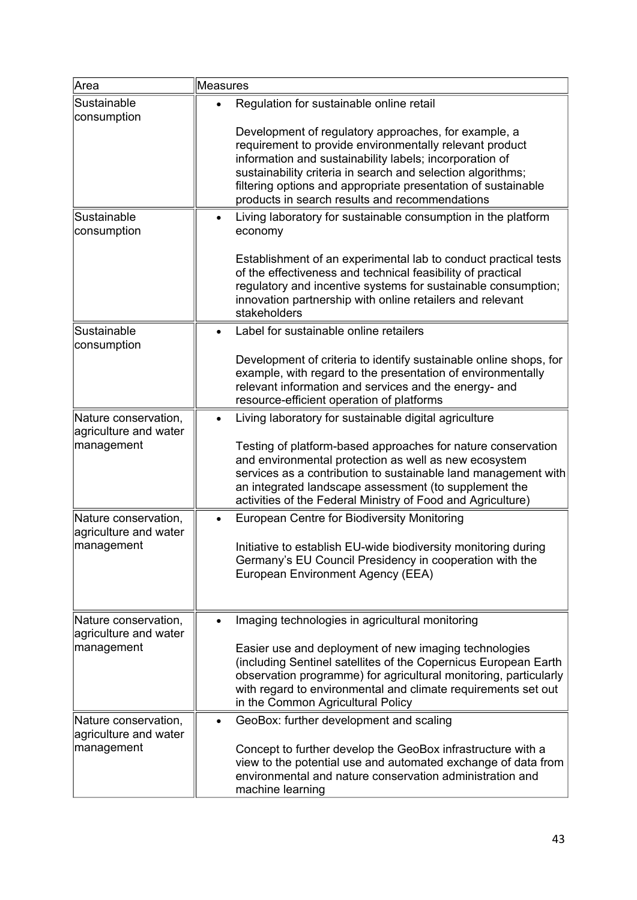| Area | Measures |
|---|---|
| Sustainable consumption | • Regulation for sustainable online retail<br><br>Development of regulatory approaches, for example, a requirement to provide environmentally relevant product information and sustainability labels; incorporation of sustainability criteria in search and selection algorithms; filtering options and appropriate presentation of sustainable products in search results and recommendations |
| Sustainable consumption | • Living laboratory for sustainable consumption in the platform economy<br><br>Establishment of an experimental lab to conduct practical tests of the effectiveness and technical feasibility of practical regulatory and incentive systems for sustainable consumption; innovation partnership with online retailers and relevant stakeholders |
| Sustainable consumption | • Label for sustainable online retailers<br><br>Development of criteria to identify sustainable online shops, for example, with regard to the presentation of environmentally relevant information and services and the energy- and resource-efficient operation of platforms |
| Nature conservation, agriculture and water management | • Living laboratory for sustainable digital agriculture<br><br>Testing of platform-based approaches for nature conservation and environmental protection as well as new ecosystem services as a contribution to sustainable land management with an integrated landscape assessment (to supplement the activities of the Federal Ministry of Food and Agriculture) |
| Nature conservation, agriculture and water management | • European Centre for Biodiversity Monitoring<br><br>Initiative to establish EU-wide biodiversity monitoring during Germany's EU Council Presidency in cooperation with the European Environment Agency (EEA) |
| Nature conservation, agriculture and water management | • Imaging technologies in agricultural monitoring<br><br>Easier use and deployment of new imaging technologies (including Sentinel satellites of the Copernicus European Earth observation programme) for agricultural monitoring, particularly with regard to environmental and climate requirements set out in the Common Agricultural Policy |
| Nature conservation, agriculture and water management | • GeoBox: further development and scaling<br><br>Concept to further develop the GeoBox infrastructure with a view to the potential use and automated exchange of data from environmental and nature conservation administration and machine learning |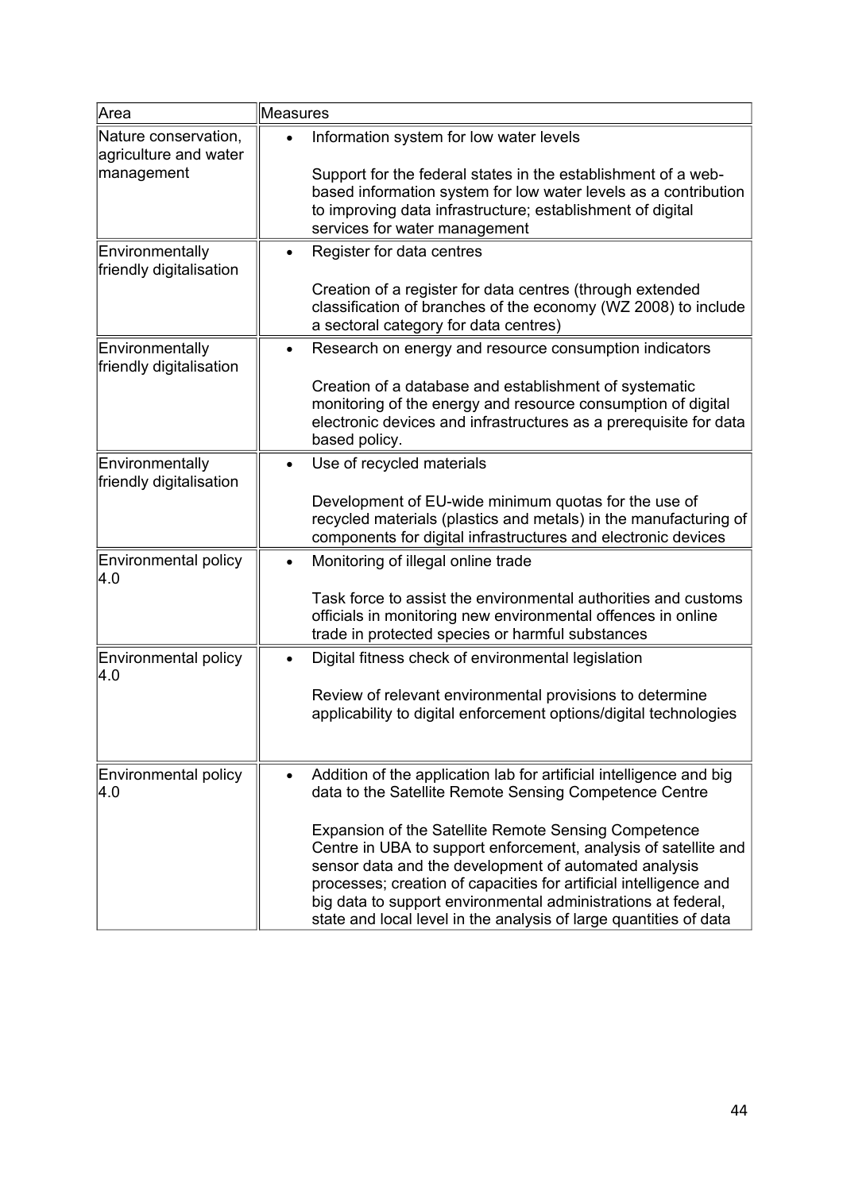| Area | Measures |
|---|---|
| Nature conservation, agriculture and water management | • Information system for low water levels<br><br>Support for the federal states in the establishment of a web-based information system for low water levels as a contribution to improving data infrastructure; establishment of digital services for water management |
| Environmentally friendly digitalisation | • Register for data centres<br><br>Creation of a register for data centres (through extended classification of branches of the economy (WZ 2008) to include a sectoral category for data centres) |
| Environmentally friendly digitalisation | • Research on energy and resource consumption indicators<br><br>Creation of a database and establishment of systematic monitoring of the energy and resource consumption of digital electronic devices and infrastructures as a prerequisite for data based policy. |
| Environmentally friendly digitalisation | • Use of recycled materials<br><br>Development of EU-wide minimum quotas for the use of recycled materials (plastics and metals) in the manufacturing of components for digital infrastructures and electronic devices |
| Environmental policy 4.0 | • Monitoring of illegal online trade<br><br>Task force to assist the environmental authorities and customs officials in monitoring new environmental offences in online trade in protected species or harmful substances |
| Environmental policy 4.0 | • Digital fitness check of environmental legislation<br><br>Review of relevant environmental provisions to determine applicability to digital enforcement options/digital technologies |
| Environmental policy 4.0 | • Addition of the application lab for artificial intelligence and big data to the Satellite Remote Sensing Competence Centre<br><br>Expansion of the Satellite Remote Sensing Competence Centre in UBA to support enforcement, analysis of satellite and sensor data and the development of automated analysis processes; creation of capacities for artificial intelligence and big data to support environmental administrations at federal, state and local level in the analysis of large quantities of data |